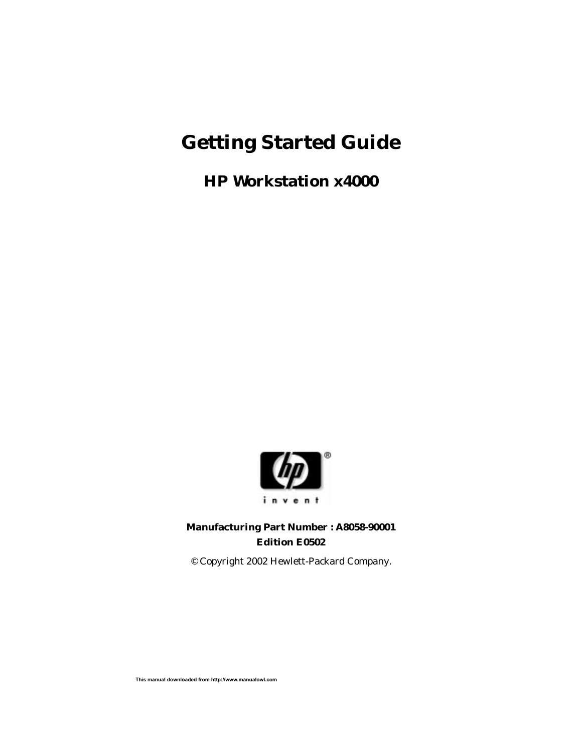# Getting Started Guide

## HP Workstation x4000

**Manufacturing Part Number : A8058-90001**
**Edition E0502**

© Copyright 2002 Hewlett-Packard Company.

This manual downloaded from http://www.manualowl.com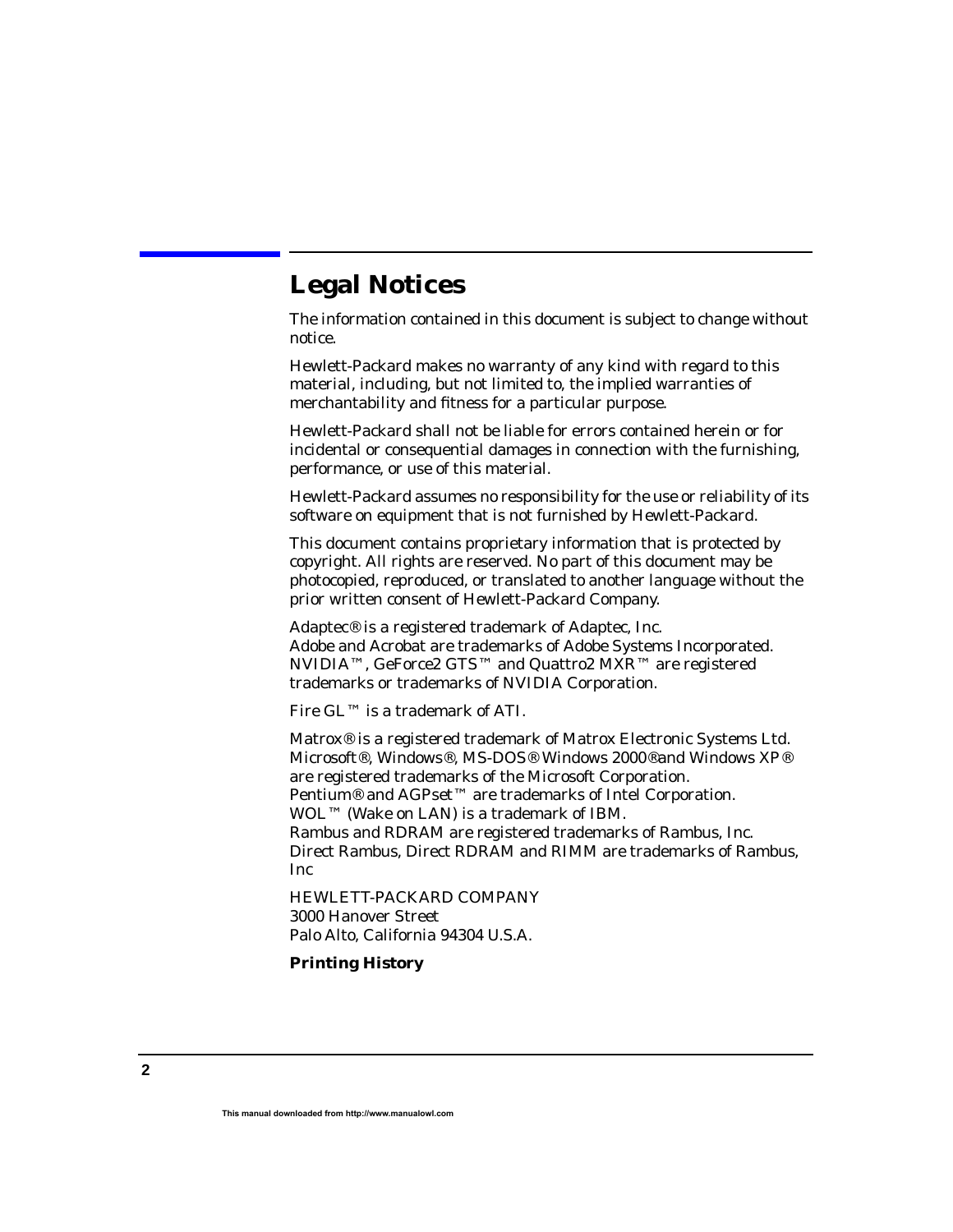## Legal Notices

The information contained in this document is subject to change without notice.

Hewlett-Packard makes no warranty of any kind with regard to this material, including, but not limited to, the implied warranties of merchantability and fitness for a particular purpose.

Hewlett-Packard shall not be liable for errors contained herein or for incidental or consequential damages in connection with the furnishing, performance, or use of this material.

Hewlett-Packard assumes no responsibility for the use or reliability of its software on equipment that is not furnished by Hewlett-Packard.

This document contains proprietary information that is protected by copyright. All rights are reserved. No part of this document may be photocopied, reproduced, or translated to another language without the prior written consent of Hewlett-Packard Company.

Adaptec® is a registered trademark of Adaptec, Inc.
Adobe and Acrobat are trademarks of Adobe Systems Incorporated.
NVIDIA™, GeForce2 GTS™ and Quattro2 MXR™ are registered trademarks or trademarks of NVIDIA Corporation.

Fire GL™ is a trademark of ATI.

Matrox® is a registered trademark of Matrox Electronic Systems Ltd.
Microsoft®, Windows®, MS-DOS® Windows 2000®and Windows XP® are registered trademarks of the Microsoft Corporation.
Pentium® and AGPset™ are trademarks of Intel Corporation.
WOL™ (Wake on LAN) is a trademark of IBM.
Rambus and RDRAM are registered trademarks of Rambus, Inc.
Direct Rambus, Direct RDRAM and RIMM are trademarks of Rambus, Inc

HEWLETT-PACKARD COMPANY
3000 Hanover Street
Palo Alto, California 94304 U.S.A.

**Printing History**

This manual downloaded from http://www.manualowl.com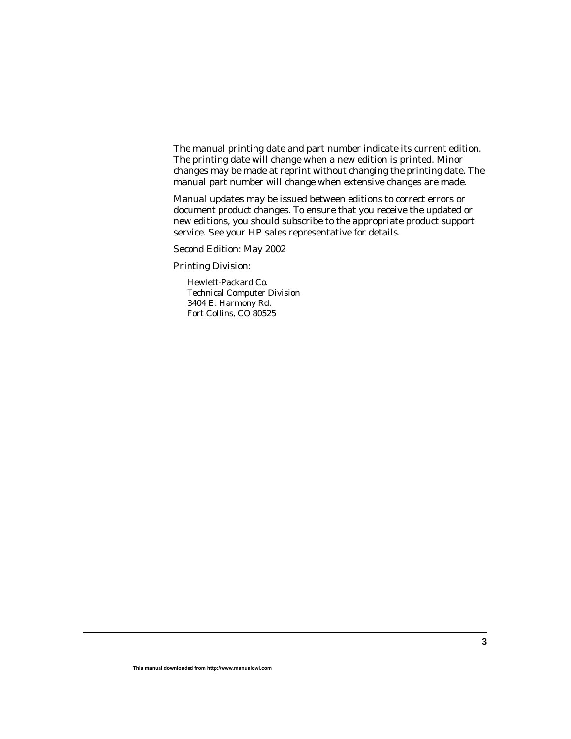The manual printing date and part number indicate its current edition. The printing date will change when a new edition is printed. Minor changes may be made at reprint without changing the printing date. The manual part number will change when extensive changes are made.

Manual updates may be issued between editions to correct errors or document product changes. To ensure that you receive the updated or new editions, you should subscribe to the appropriate product support service. See your HP sales representative for details.

Second Edition: May 2002

Printing Division:

Hewlett-Packard Co.
Technical Computer Division
3404 E. Harmony Rd.
Fort Collins, CO 80525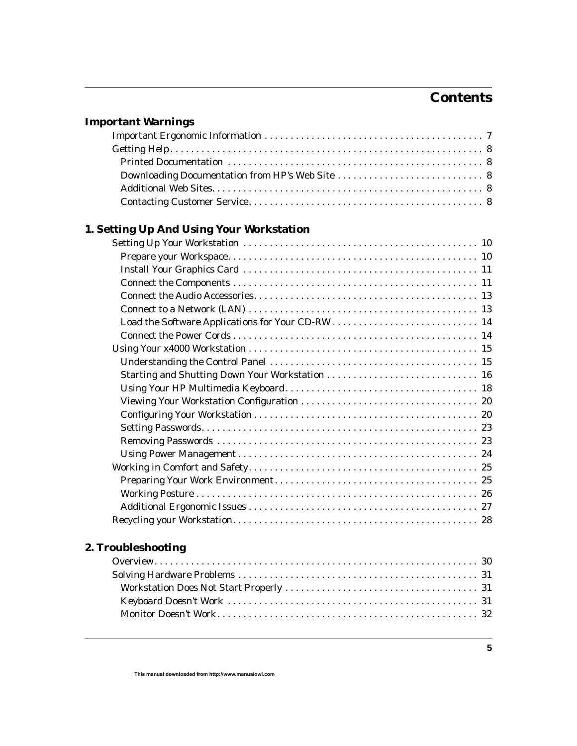# Contents

## Important Warnings

- Important Ergonomic Information . . . . . . . . . . 7
- Getting Help. . . . . . . . . . 8
  - Printed Documentation . . . . . . . . . . 8
  - Downloading Documentation from HP's Web Site . . . . . . . . . . 8
  - Additional Web Sites. . . . . . . . . . 8
  - Contacting Customer Service. . . . . . . . . . 8

## 1. Setting Up And Using Your Workstation

- Setting Up Your Workstation . . . . . . . . . . 10
  - Prepare your Workspace. . . . . . . . . . 10
  - Install Your Graphics Card . . . . . . . . . . 11
  - Connect the Components . . . . . . . . . . 11
  - Connect the Audio Accessories. . . . . . . . . . 13
  - Connect to a Network (LAN) . . . . . . . . . . 13
  - Load the Software Applications for Your CD-RW . . . . . . . . . . 14
  - Connect the Power Cords . . . . . . . . . . 14
- Using Your x4000 Workstation . . . . . . . . . . 15
  - Understanding the Control Panel . . . . . . . . . . 15
  - Starting and Shutting Down Your Workstation . . . . . . . . . . 16
  - Using Your HP Multimedia Keyboard. . . . . . . . . . 18
  - Viewing Your Workstation Configuration . . . . . . . . . . 20
  - Configuring Your Workstation . . . . . . . . . . 20
  - Setting Passwords. . . . . . . . . . 23
  - Removing Passwords . . . . . . . . . . 23
  - Using Power Management . . . . . . . . . . 24
- Working in Comfort and Safety. . . . . . . . . . 25
  - Preparing Your Work Environment. . . . . . . . . . 25
  - Working Posture . . . . . . . . . . 26
  - Additional Ergonomic Issues . . . . . . . . . . 27
- Recycling your Workstation. . . . . . . . . . 28

## 2. Troubleshooting

- Overview. . . . . . . . . . 30
- Solving Hardware Problems . . . . . . . . . . 31
  - Workstation Does Not Start Properly . . . . . . . . . . 31
  - Keyboard Doesn't Work . . . . . . . . . . 31
  - Monitor Doesn't Work. . . . . . . . . . 32

This manual downloaded from http://www.manualowl.com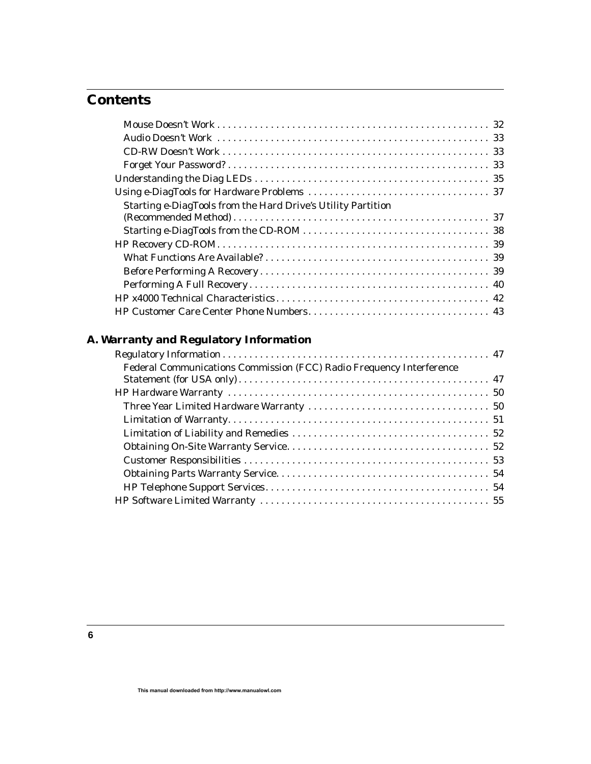# Contents

- Mouse Doesn't Work . . . . . . . . . . 32
- Audio Doesn't Work . . . . . . . . . . 33
- CD-RW Doesn't Work . . . . . . . . . . 33
- Forget Your Password? . . . . . . . . . . 33

Understanding the Diag LEDs . . . . . . . . . . 35

Using e-DiagTools for Hardware Problems . . . . . . . . . . 37

- Starting e-DiagTools from the Hard Drive's Utility Partition (Recommended Method) . . . . . . . . . . 37
- Starting e-DiagTools from the CD-ROM . . . . . . . . . . 38

HP Recovery CD-ROM . . . . . . . . . . 39

- What Functions Are Available? . . . . . . . . . . 39
- Before Performing A Recovery . . . . . . . . . . 39
- Performing A Full Recovery . . . . . . . . . . 40

HP x4000 Technical Characteristics . . . . . . . . . . 42

HP Customer Care Center Phone Numbers . . . . . . . . . . 43

## A. Warranty and Regulatory Information

Regulatory Information . . . . . . . . . . 47

- Federal Communications Commission (FCC) Radio Frequency Interference Statement (for USA only) . . . . . . . . . . 47

HP Hardware Warranty . . . . . . . . . . 50

- Three Year Limited Hardware Warranty . . . . . . . . . . 50
- Limitation of Warranty . . . . . . . . . . 51
- Limitation of Liability and Remedies . . . . . . . . . . 52
- Obtaining On-Site Warranty Service . . . . . . . . . . 52
- Customer Responsibilities . . . . . . . . . . 53
- Obtaining Parts Warranty Service . . . . . . . . . . 54
- HP Telephone Support Services . . . . . . . . . . 54

HP Software Limited Warranty . . . . . . . . . . 55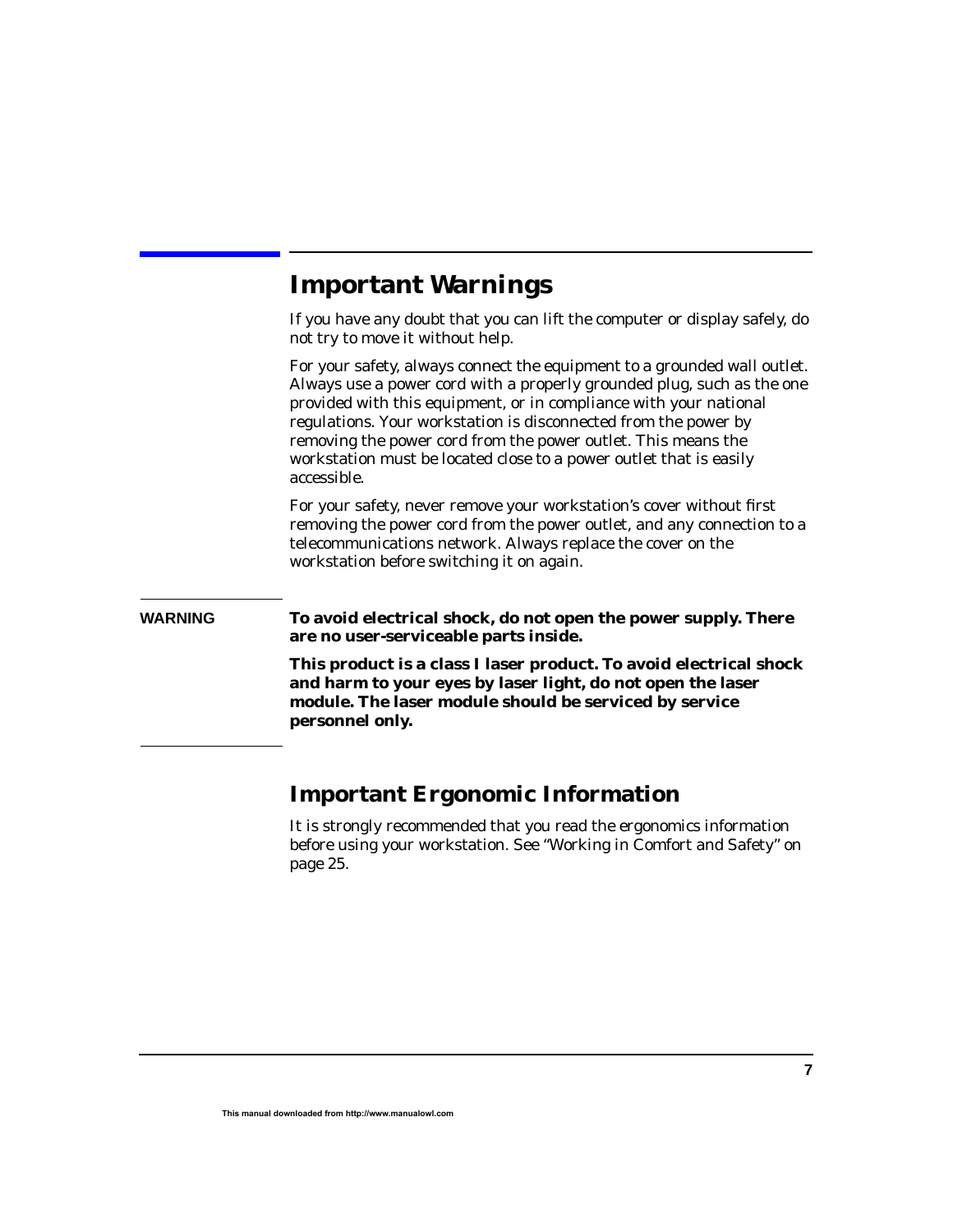# Important Warnings

If you have any doubt that you can lift the computer or display safely, do not try to move it without help.

For your safety, always connect the equipment to a grounded wall outlet. Always use a power cord with a properly grounded plug, such as the one provided with this equipment, or in compliance with your national regulations. Your workstation is disconnected from the power by removing the power cord from the power outlet. This means the workstation must be located close to a power outlet that is easily accessible.

For your safety, never remove your workstation's cover without first removing the power cord from the power outlet, and any connection to a telecommunications network. Always replace the cover on the workstation before switching it on again.

**WARNING**

**To avoid electrical shock, do not open the power supply. There are no user-serviceable parts inside.**

**This product is a class I laser product. To avoid electrical shock and harm to your eyes by laser light, do not open the laser module. The laser module should be serviced by service personnel only.**

## Important Ergonomic Information

It is strongly recommended that you read the ergonomics information before using your workstation. See "Working in Comfort and Safety" on page 25.

This manual downloaded from http://www.manualowl.com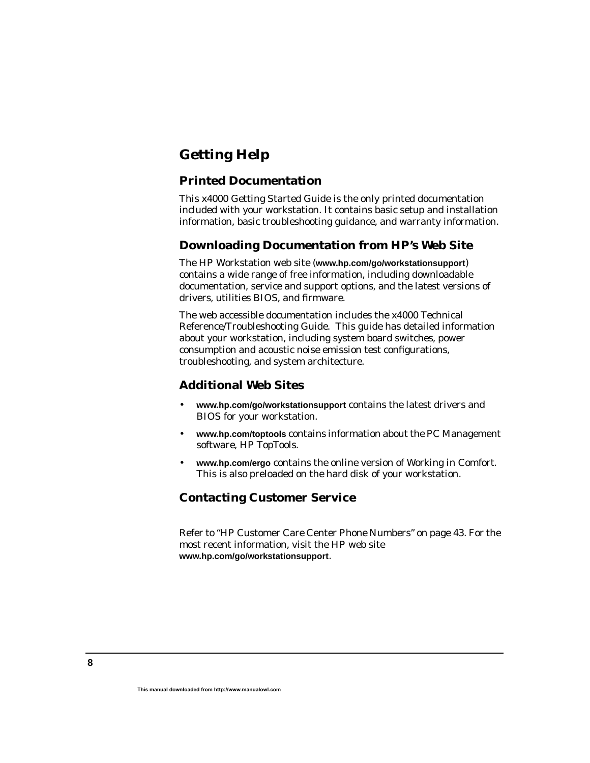## Getting Help

### Printed Documentation

This x4000 Getting Started Guide is the only printed documentation included with your workstation. It contains basic setup and installation information, basic troubleshooting guidance, and warranty information.

### Downloading Documentation from HP's Web Site

The HP Workstation web site (**www.hp.com/go/workstationsupport**) contains a wide range of free information, including downloadable documentation, service and support options, and the latest versions of drivers, utilities BIOS, and firmware.

The web accessible documentation includes the x4000 Technical Reference/Troubleshooting Guide. This guide has detailed information about your workstation, including system board switches, power consumption and acoustic noise emission test configurations, troubleshooting, and system architecture.

### Additional Web Sites

- **www.hp.com/go/workstationsupport** contains the latest drivers and BIOS for your workstation.
- **www.hp.com/toptools** contains information about the PC Management software, HP TopTools.
- **www.hp.com/ergo** contains the online version of Working in Comfort. This is also preloaded on the hard disk of your workstation.

### Contacting Customer Service

Refer to "HP Customer Care Center Phone Numbers" on page 43. For the most recent information, visit the HP web site **www.hp.com/go/workstationsupport**.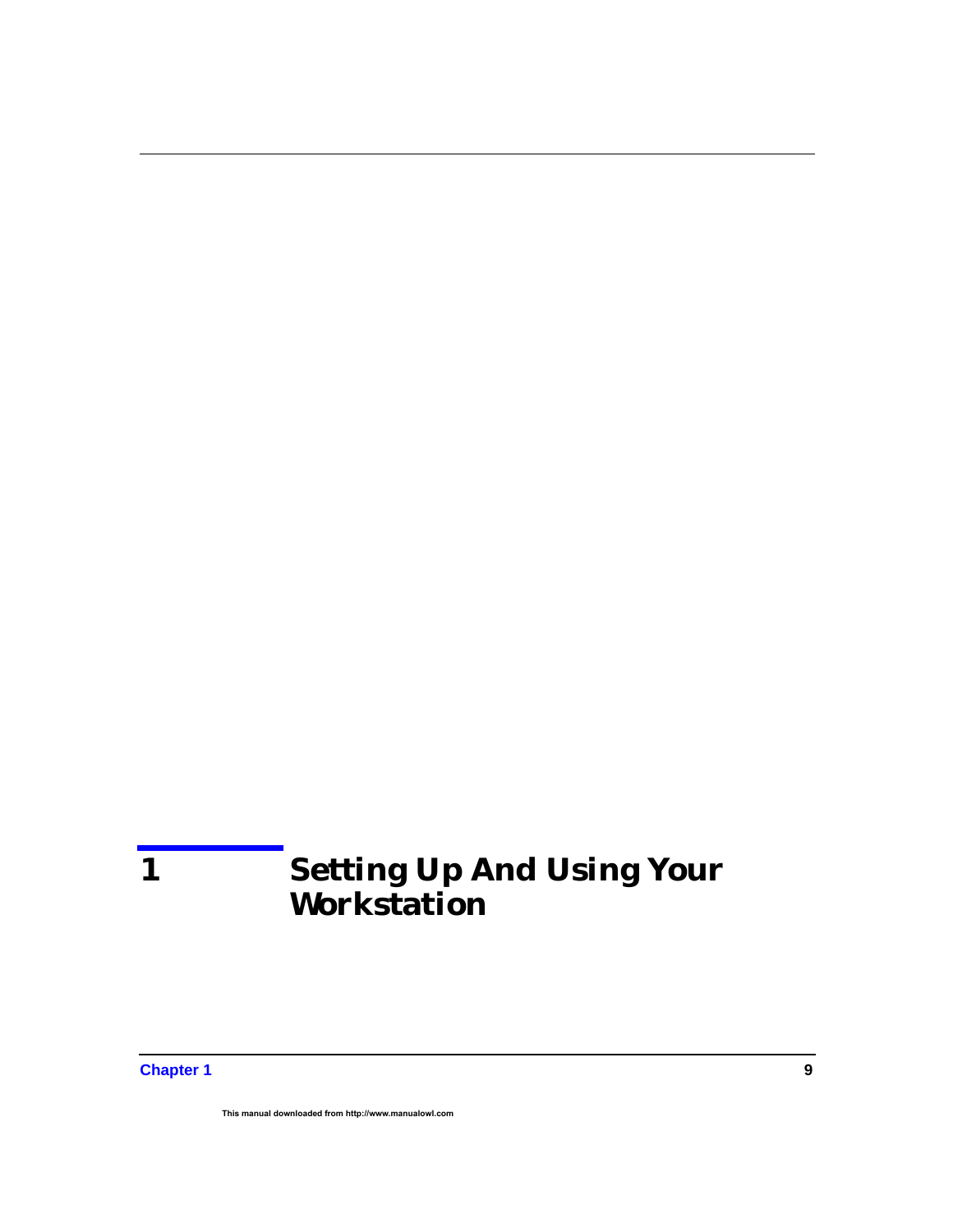# 1 Setting Up And Using Your Workstation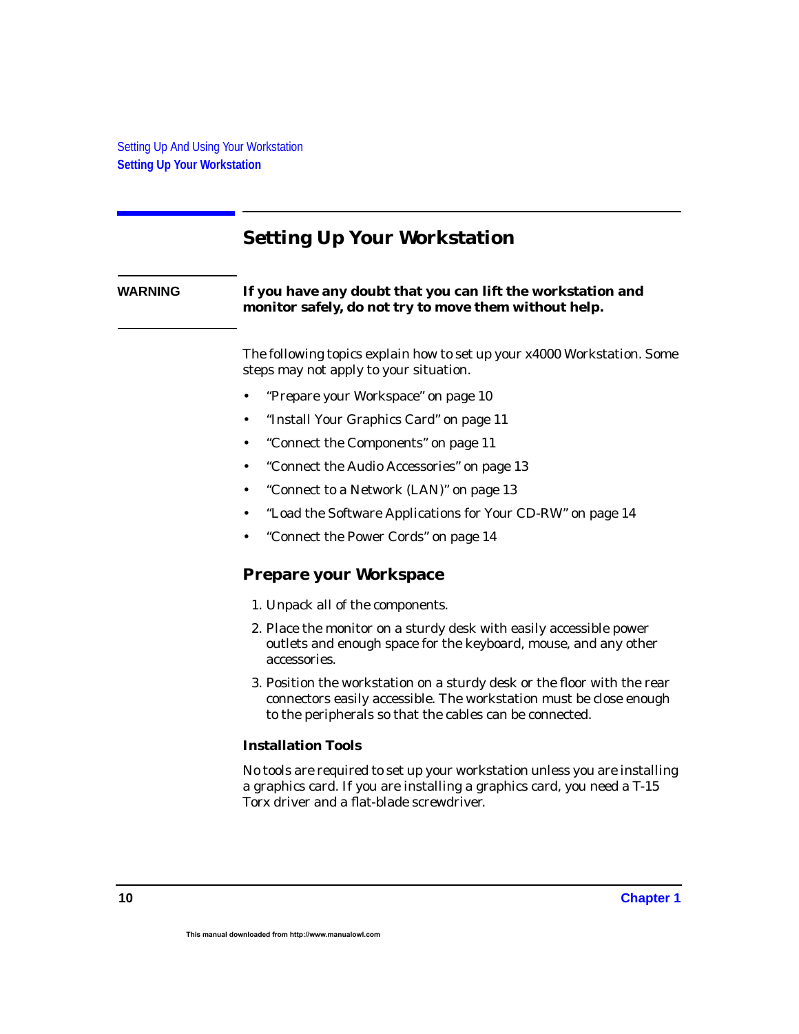## Setting Up Your Workstation

**WARNING** **If you have any doubt that you can lift the workstation and monitor safely, do not try to move them without help.**

The following topics explain how to set up your x4000 Workstation. Some steps may not apply to your situation.

- "Prepare your Workspace" on page 10
- "Install Your Graphics Card" on page 11
- "Connect the Components" on page 11
- "Connect the Audio Accessories" on page 13
- "Connect to a Network (LAN)" on page 13
- "Load the Software Applications for Your CD-RW" on page 14
- "Connect the Power Cords" on page 14

### Prepare your Workspace

1. Unpack all of the components.
2. Place the monitor on a sturdy desk with easily accessible power outlets and enough space for the keyboard, mouse, and any other accessories.
3. Position the workstation on a sturdy desk or the floor with the rear connectors easily accessible. The workstation must be close enough to the peripherals so that the cables can be connected.

#### Installation Tools

No tools are required to set up your workstation unless you are installing a graphics card. If you are installing a graphics card, you need a T-15 Torx driver and a flat-blade screwdriver.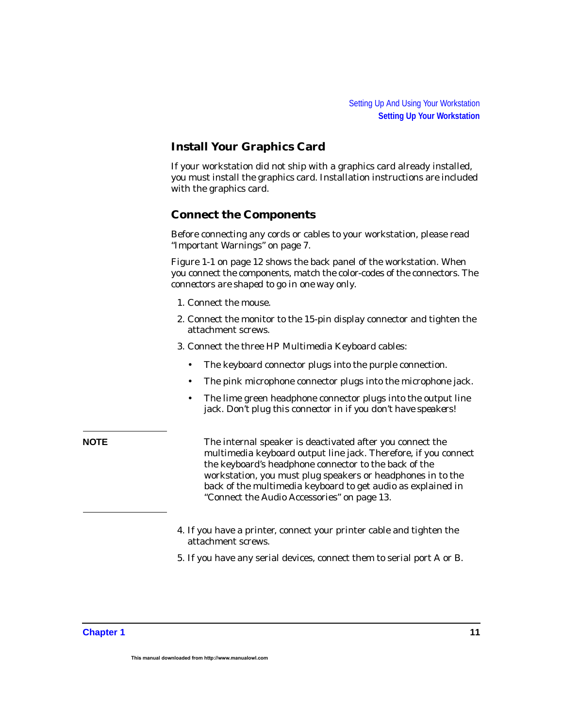## Install Your Graphics Card

If your workstation did not ship with a graphics card already installed, you must install the graphics card. Installation instructions are included with the graphics card.

## Connect the Components

Before connecting any cords or cables to your workstation, please read “Important Warnings” on page 7.

Figure 1-1 on page 12 shows the back panel of the workstation. When you connect the components, match the color-codes of the connectors. The connectors are shaped to go in one way only.

1. Connect the mouse.
2. Connect the monitor to the 15-pin display connector and tighten the attachment screws.
3. Connect the three HP Multimedia Keyboard cables:
   - The keyboard connector plugs into the purple connection.
   - The pink microphone connector plugs into the microphone jack.
   - The lime green headphone connector plugs into the output line jack. Don’t plug this connector in if you don’t have speakers!

**NOTE** The internal speaker is deactivated after you connect the multimedia keyboard output line jack. Therefore, if you connect the keyboard’s headphone connector to the back of the workstation, you must plug speakers or headphones in to the back of the multimedia keyboard to get audio as explained in “Connect the Audio Accessories” on page 13.

4. If you have a printer, connect your printer cable and tighten the attachment screws.
5. If you have any serial devices, connect them to serial port A or B.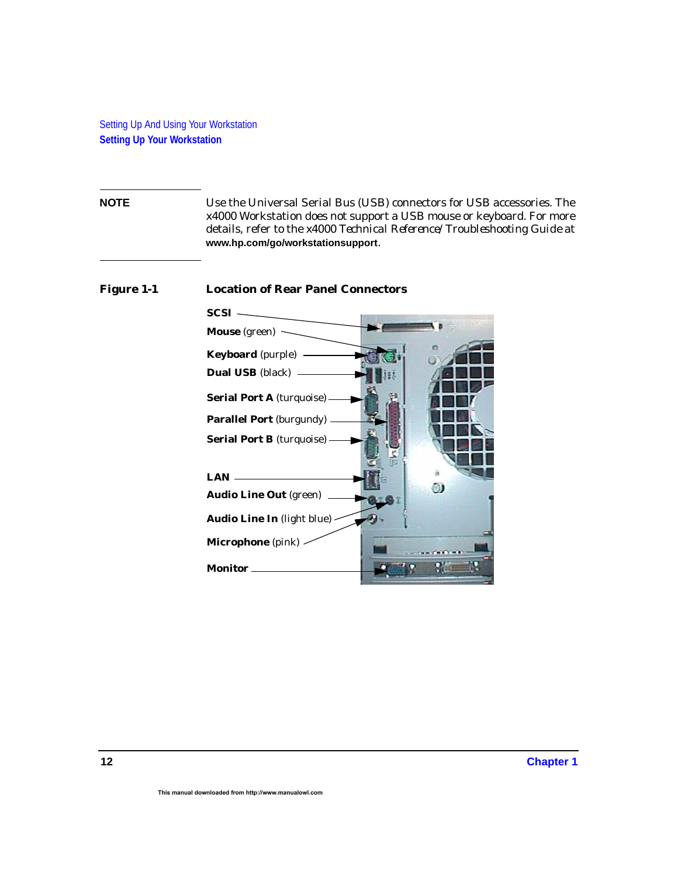**NOTE**

Use the Universal Serial Bus (USB) connectors for USB accessories. The x4000 Workstation does not support a USB mouse or keyboard. For more details, refer to the x4000 Technical Reference/Troubleshooting Guide at **www.hp.com/go/workstationsupport**.

**Figure 1-1 Location of Rear Panel Connectors**

- **SCSI**
- **Mouse** (green)
- **Keyboard** (purple)
- **Dual USB** (black)
- **Serial Port A** (turquoise)
- **Parallel Port** (burgundy)
- **Serial Port B** (turquoise)
- **LAN**
- **Audio Line Out** (green)
- **Audio Line In** (light blue)
- **Microphone** (pink)
- **Monitor**

This manual downloaded from http://www.manualowl.com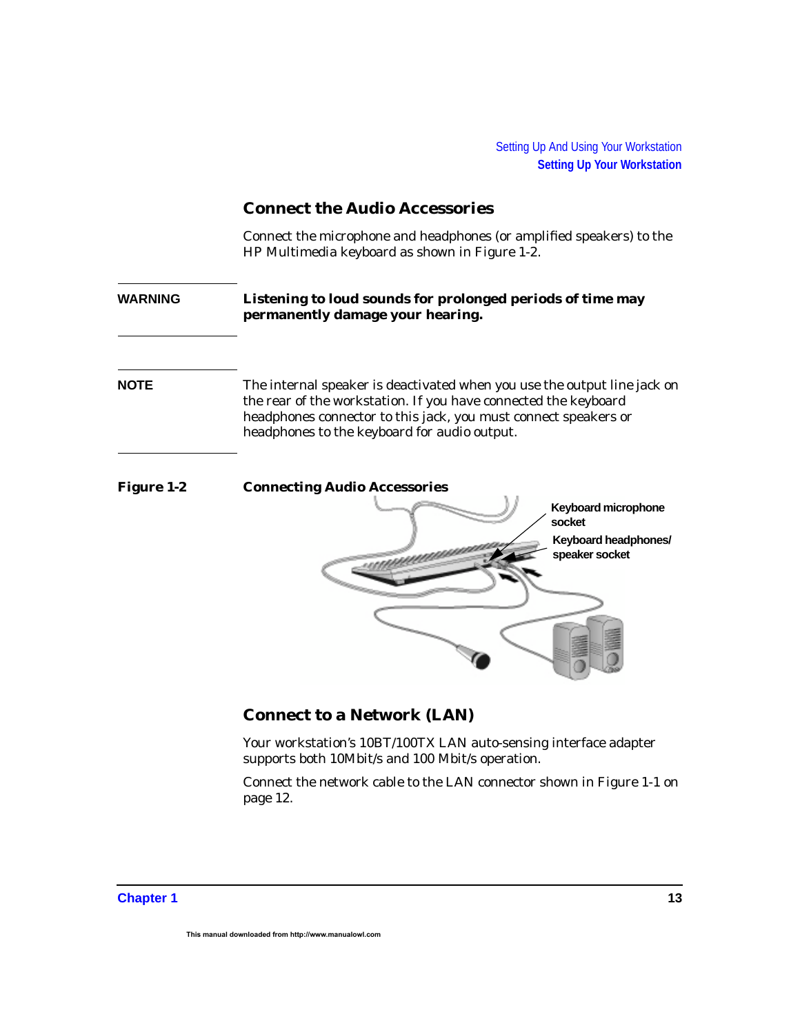## Connect the Audio Accessories

Connect the microphone and headphones (or amplified speakers) to the HP Multimedia keyboard as shown in Figure 1-2.

**WARNING** **Listening to loud sounds for prolonged periods of time may permanently damage your hearing.**

**NOTE** The internal speaker is deactivated when you use the output line jack on the rear of the workstation. If you have connected the keyboard headphones connector to this jack, you must connect speakers or headphones to the keyboard for audio output.

**Figure 1-2** **Connecting Audio Accessories**

Keyboard microphone socket

Keyboard headphones/ speaker socket

## Connect to a Network (LAN)

Your workstation's 10BT/100TX LAN auto-sensing interface adapter supports both 10Mbit/s and 100 Mbit/s operation.

Connect the network cable to the LAN connector shown in Figure 1-1 on page 12.

This manual downloaded from http://www.manualowl.com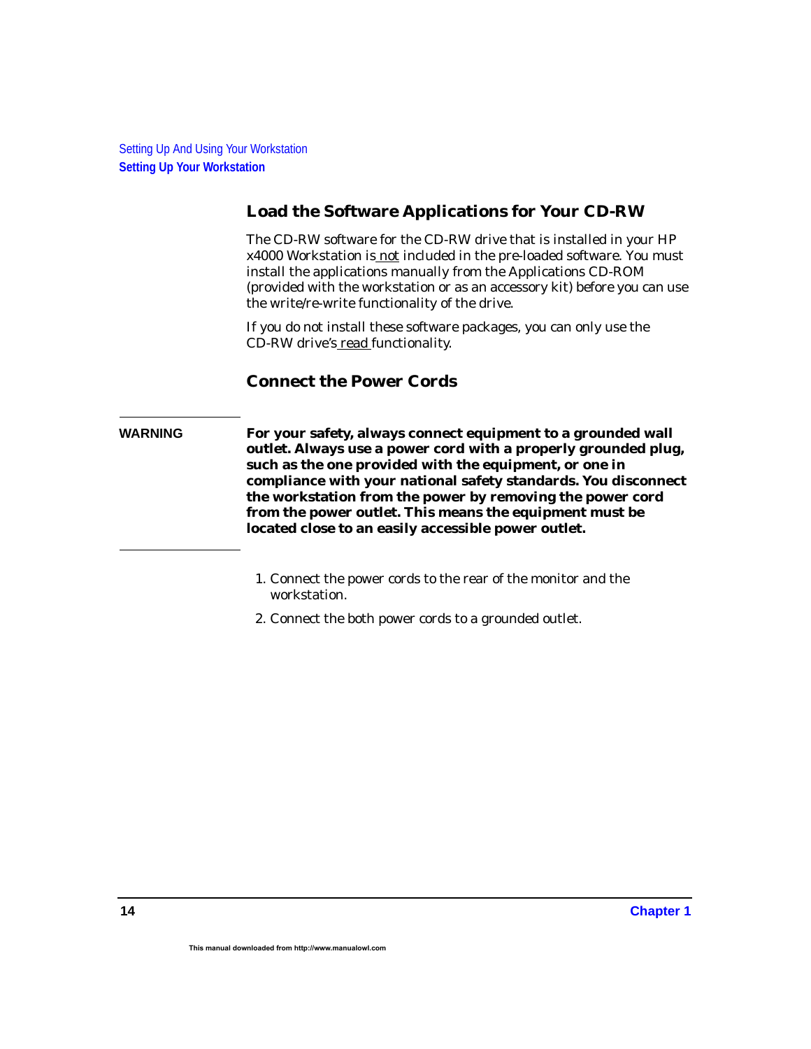## Load the Software Applications for Your CD-RW

The CD-RW software for the CD-RW drive that is installed in your HP x4000 Workstation is <u>not</u> included in the pre-loaded software. You must install the applications manually from the Applications CD-ROM (provided with the workstation or as an accessory kit) before you can use the write/re-write functionality of the drive.

If you do not install these software packages, you can only use the CD-RW drive's <u>read</u> functionality.

## Connect the Power Cords

**WARNING** **For your safety, always connect equipment to a grounded wall outlet. Always use a power cord with a properly grounded plug, such as the one provided with the equipment, or one in compliance with your national safety standards. You disconnect the workstation from the power by removing the power cord from the power outlet. This means the equipment must be located close to an easily accessible power outlet.**

1. Connect the power cords to the rear of the monitor and the workstation.
2. Connect the both power cords to a grounded outlet.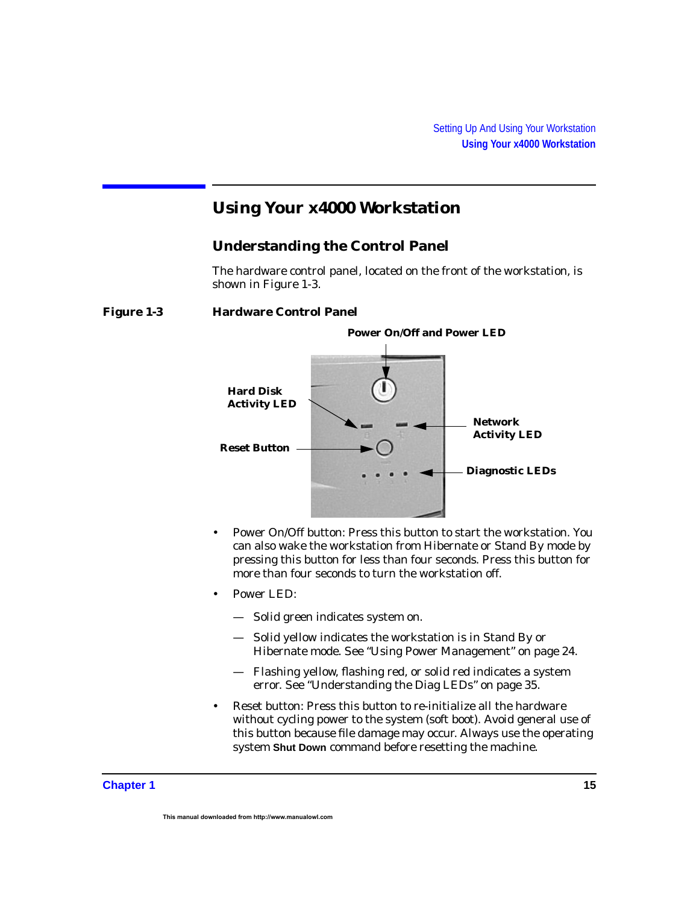# Using Your x4000 Workstation

## Understanding the Control Panel

The hardware control panel, located on the front of the workstation, is shown in Figure 1-3.

**Figure 1-3 Hardware Control Panel**

- Power On/Off button: Press this button to start the workstation. You can also wake the workstation from Hibernate or Stand By mode by pressing this button for less than four seconds. Press this button for more than four seconds to turn the workstation off.
- Power LED:
  - — Solid green indicates system on.
  - — Solid yellow indicates the workstation is in Stand By or Hibernate mode. See "Using Power Management" on page 24.
  - — Flashing yellow, flashing red, or solid red indicates a system error. See "Understanding the Diag LEDs" on page 35.
- Reset button: Press this button to re-initialize all the hardware without cycling power to the system (soft boot). Avoid general use of this button because file damage may occur. Always use the operating system **Shut Down** command before resetting the machine.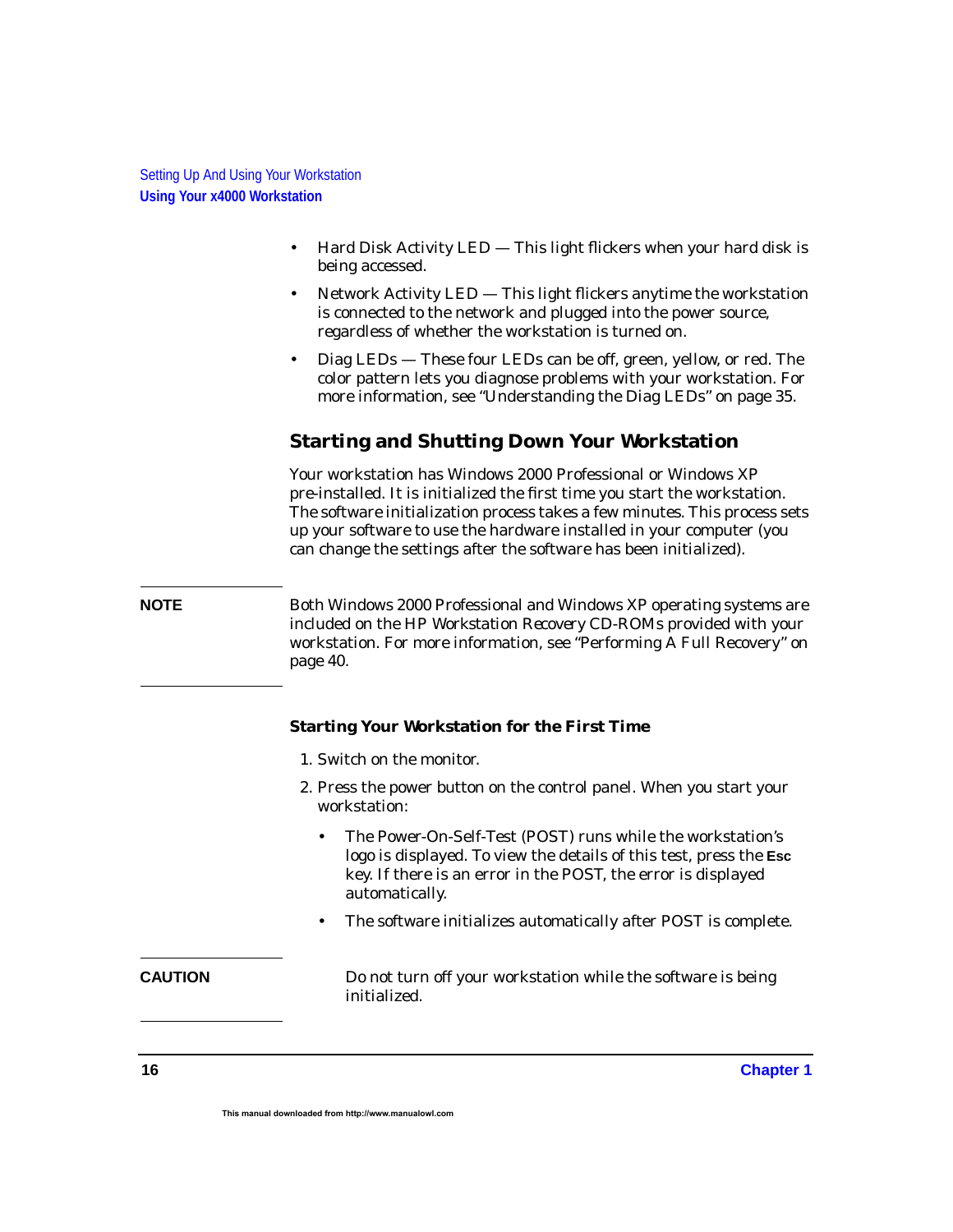- Hard Disk Activity LED — This light flickers when your hard disk is being accessed.
- Network Activity LED — This light flickers anytime the workstation is connected to the network and plugged into the power source, regardless of whether the workstation is turned on.
- Diag LEDs — These four LEDs can be off, green, yellow, or red. The color pattern lets you diagnose problems with your workstation. For more information, see "Understanding the Diag LEDs" on page 35.

## Starting and Shutting Down Your Workstation

Your workstation has Windows 2000 Professional or Windows XP pre-installed. It is initialized the first time you start the workstation. The software initialization process takes a few minutes. This process sets up your software to use the hardware installed in your computer (you can change the settings after the software has been initialized).

**NOTE** Both Windows 2000 Professional and Windows XP operating systems are included on the HP Workstation Recovery CD-ROMs provided with your workstation. For more information, see "Performing A Full Recovery" on page 40.

### Starting Your Workstation for the First Time

1. Switch on the monitor.
2. Press the power button on the control panel. When you start your workstation:
   - The Power-On-Self-Test (POST) runs while the workstation's logo is displayed. To view the details of this test, press the **Esc** key. If there is an error in the POST, the error is displayed automatically.
   - The software initializes automatically after POST is complete.

**CAUTION** Do not turn off your workstation while the software is being initialized.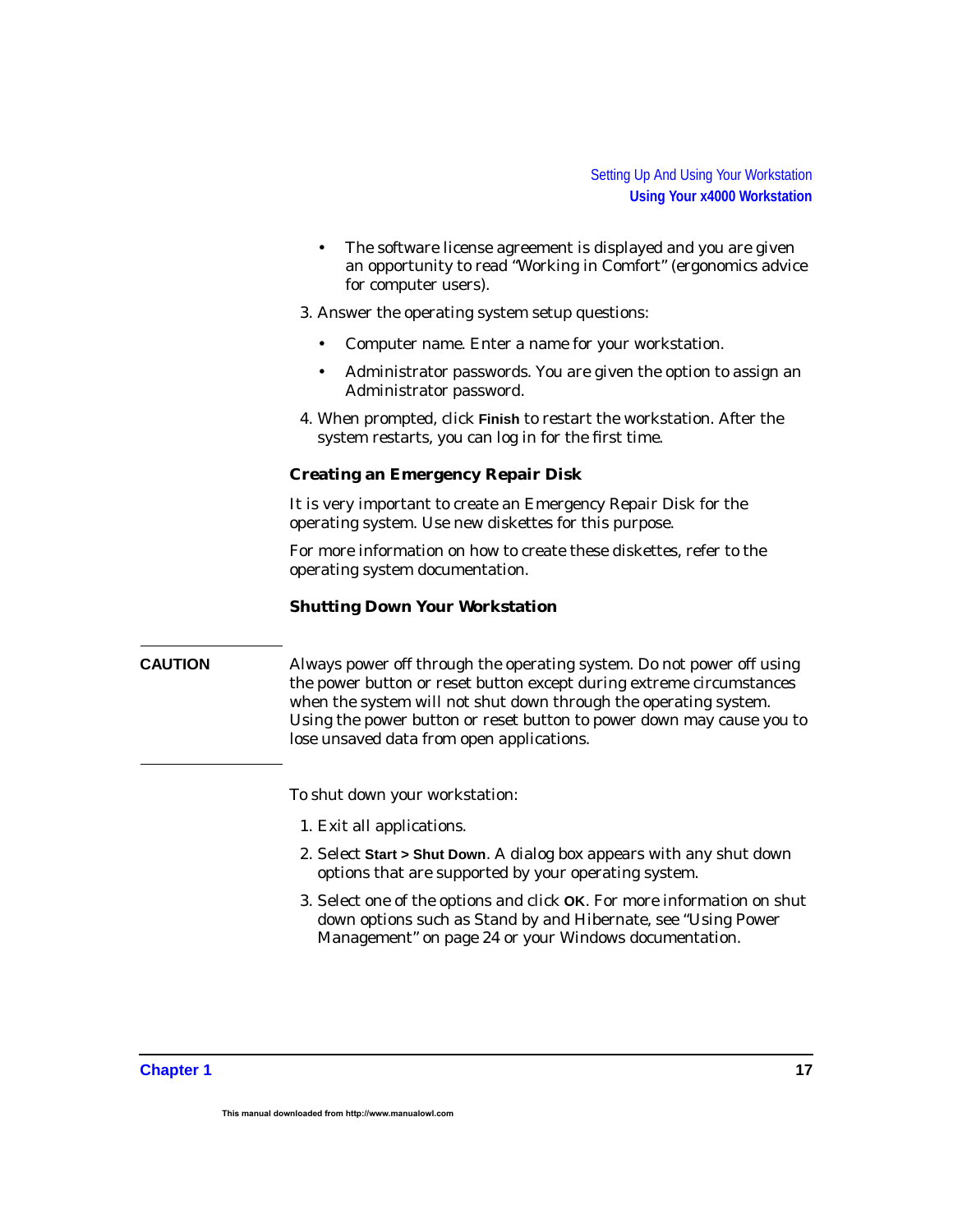- The software license agreement is displayed and you are given an opportunity to read “Working in Comfort” (ergonomics advice for computer users).

3. Answer the operating system setup questions:
   - Computer name. Enter a name for your workstation.
   - Administrator passwords. You are given the option to assign an Administrator password.
4. When prompted, click **Finish** to restart the workstation. After the system restarts, you can log in for the first time.

### Creating an Emergency Repair Disk

It is very important to create an Emergency Repair Disk for the operating system. Use new diskettes for this purpose.

For more information on how to create these diskettes, refer to the operating system documentation.

### Shutting Down Your Workstation

**CAUTION** Always power off through the operating system. Do not power off using the power button or reset button except during extreme circumstances when the system will not shut down through the operating system. Using the power button or reset button to power down may cause you to lose unsaved data from open applications.

To shut down your workstation:

1. Exit all applications.
2. Select **Start > Shut Down**. A dialog box appears with any shut down options that are supported by your operating system.
3. Select one of the options and click **OK**. For more information on shut down options such as Stand by and Hibernate, see “Using Power Management” on page 24 or your Windows documentation.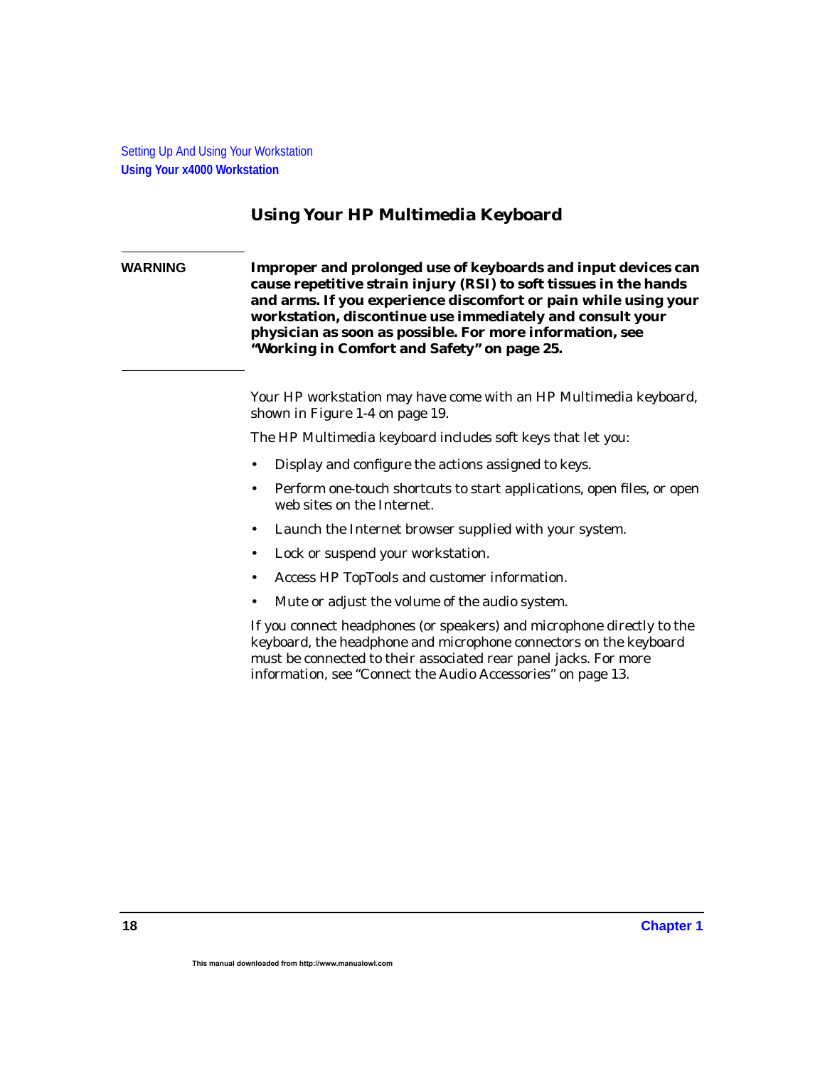## Using Your HP Multimedia Keyboard

**WARNING** **Improper and prolonged use of keyboards and input devices can cause repetitive strain injury (RSI) to soft tissues in the hands and arms. If you experience discomfort or pain while using your workstation, discontinue use immediately and consult your physician as soon as possible. For more information, see "Working in Comfort and Safety" on page 25.**

Your HP workstation may have come with an HP Multimedia keyboard, shown in Figure 1-4 on page 19.

The HP Multimedia keyboard includes soft keys that let you:

- Display and configure the actions assigned to keys.
- Perform one-touch shortcuts to start applications, open files, or open web sites on the Internet.
- Launch the Internet browser supplied with your system.
- Lock or suspend your workstation.
- Access HP TopTools and customer information.
- Mute or adjust the volume of the audio system.

If you connect headphones (or speakers) and microphone directly to the keyboard, the headphone and microphone connectors on the keyboard must be connected to their associated rear panel jacks. For more information, see "Connect the Audio Accessories" on page 13.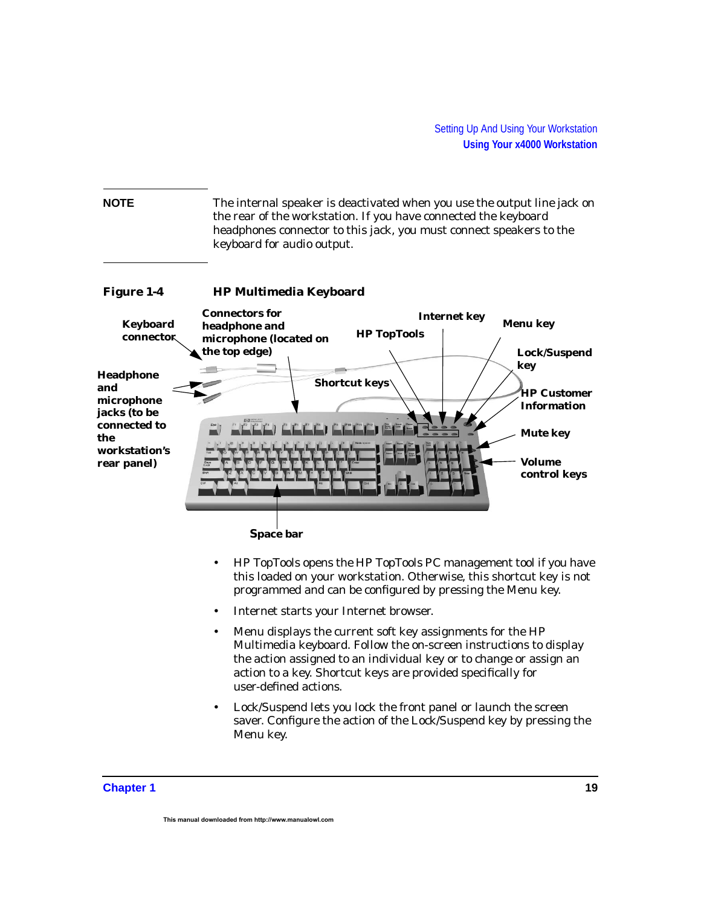**NOTE** The internal speaker is deactivated when you use the output line jack on the rear of the workstation. If you have connected the keyboard headphones connector to this jack, you must connect speakers to the keyboard for audio output.

**Figure 1-4 HP Multimedia Keyboard**

Keyboard connector

Connectors for headphone and microphone (located on the top edge)

Internet key

Menu key

HP TopTools

Lock/Suspend key

Headphone and microphone jacks (to be connected to the workstation's rear panel)

Shortcut keys

HP Customer Information

Mute key

Volume control keys

Space bar

- HP TopTools opens the HP TopTools PC management tool if you have this loaded on your workstation. Otherwise, this shortcut key is not programmed and can be configured by pressing the Menu key.
- Internet starts your Internet browser.
- Menu displays the current soft key assignments for the HP Multimedia keyboard. Follow the on-screen instructions to display the action assigned to an individual key or to change or assign an action to a key. Shortcut keys are provided specifically for user-defined actions.
- Lock/Suspend lets you lock the front panel or launch the screen saver. Configure the action of the Lock/Suspend key by pressing the Menu key.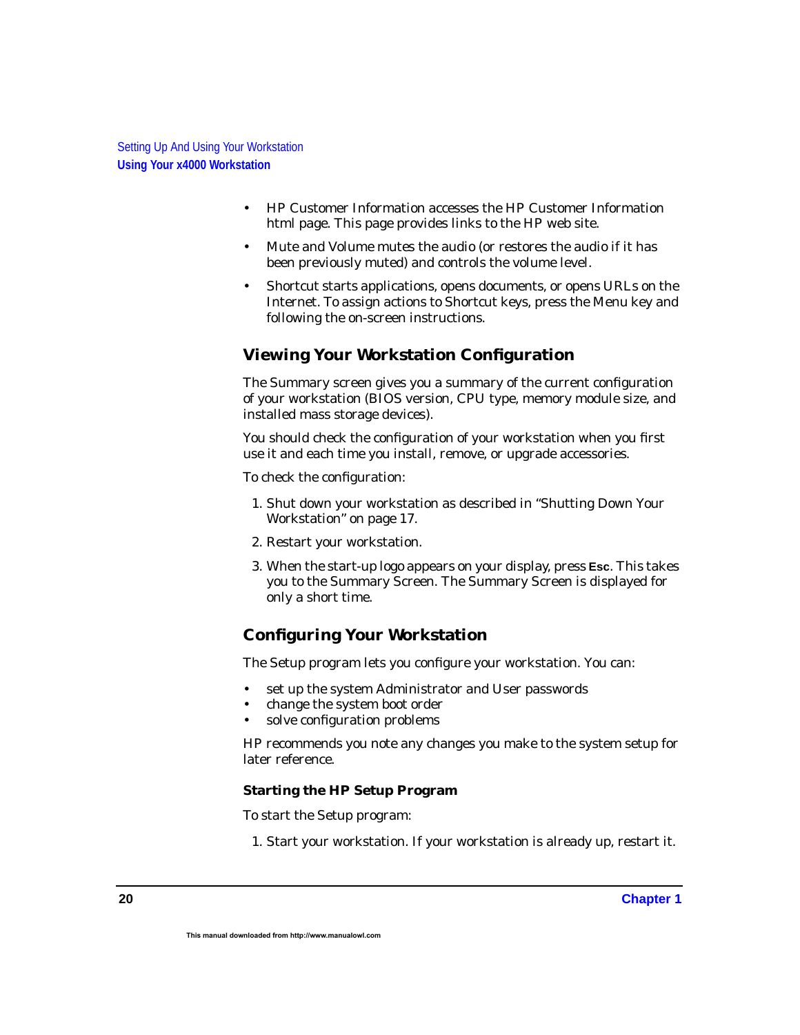- HP Customer Information accesses the HP Customer Information html page. This page provides links to the HP web site.
- Mute and Volume mutes the audio (or restores the audio if it has been previously muted) and controls the volume level.
- Shortcut starts applications, opens documents, or opens URLs on the Internet. To assign actions to Shortcut keys, press the Menu key and following the on-screen instructions.

## Viewing Your Workstation Configuration

The Summary screen gives you a summary of the current configuration of your workstation (BIOS version, CPU type, memory module size, and installed mass storage devices).

You should check the configuration of your workstation when you first use it and each time you install, remove, or upgrade accessories.

To check the configuration:

1. Shut down your workstation as described in “Shutting Down Your Workstation” on page 17.
2. Restart your workstation.
3. When the start-up logo appears on your display, press **Esc**. This takes you to the Summary Screen. The Summary Screen is displayed for only a short time.

## Configuring Your Workstation

The Setup program lets you configure your workstation. You can:

- set up the system Administrator and User passwords
- change the system boot order
- solve configuration problems

HP recommends you note any changes you make to the system setup for later reference.

### Starting the HP Setup Program

To start the Setup program:

1. Start your workstation. If your workstation is already up, restart it.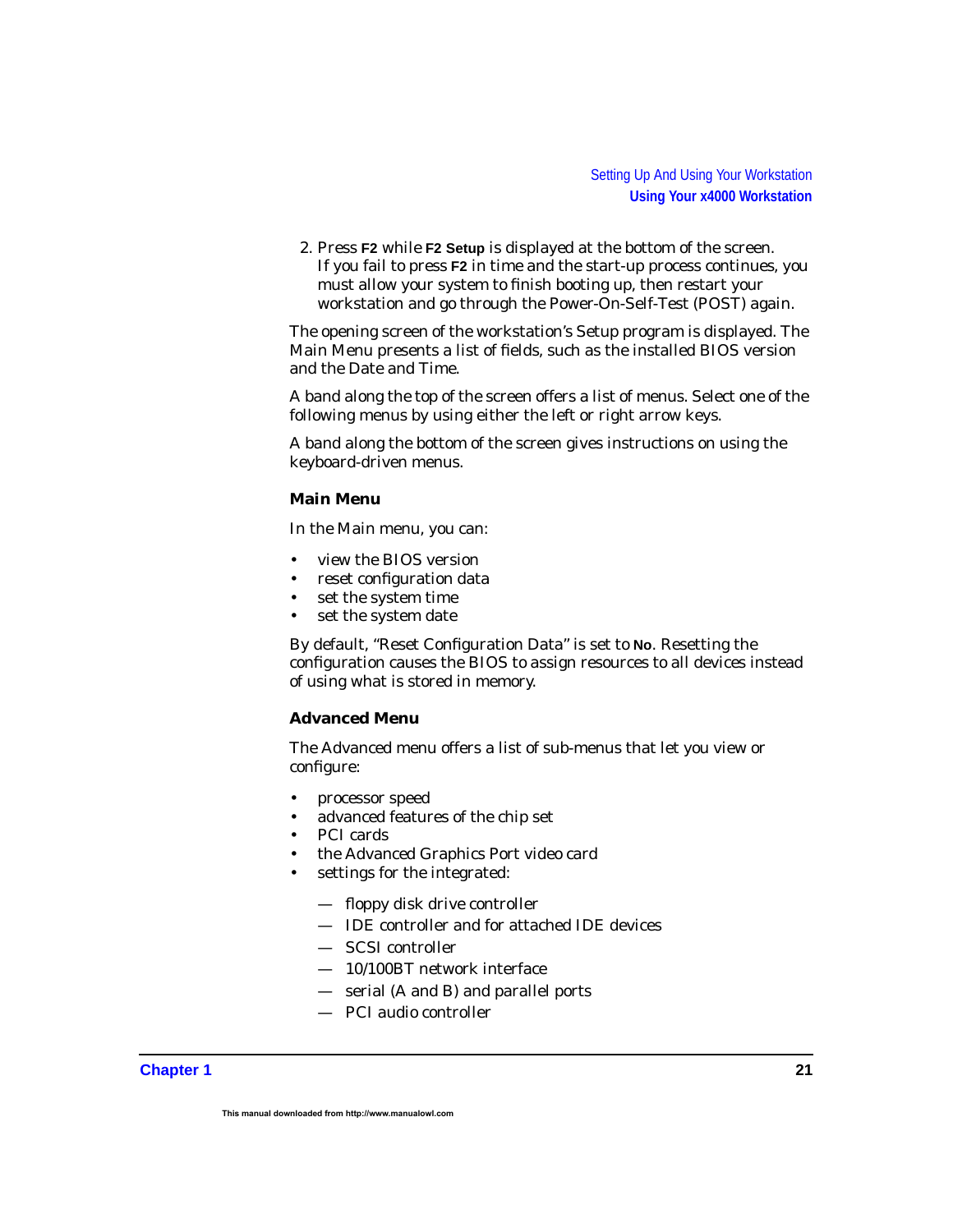2. Press **F2** while **F2 Setup** is displayed at the bottom of the screen. If you fail to press **F2** in time and the start-up process continues, you must allow your system to finish booting up, then restart your workstation and go through the Power-On-Self-Test (POST) again.

The opening screen of the workstation's Setup program is displayed. The Main Menu presents a list of fields, such as the installed BIOS version and the Date and Time.

A band along the top of the screen offers a list of menus. Select one of the following menus by using either the left or right arrow keys.

A band along the bottom of the screen gives instructions on using the keyboard-driven menus.

### Main Menu

In the Main menu, you can:

- view the BIOS version
- reset configuration data
- set the system time
- set the system date

By default, "Reset Configuration Data" is set to **No**. Resetting the configuration causes the BIOS to assign resources to all devices instead of using what is stored in memory.

### Advanced Menu

The Advanced menu offers a list of sub-menus that let you view or configure:

- processor speed
- advanced features of the chip set
- PCI cards
- the Advanced Graphics Port video card
- settings for the integrated:
  - floppy disk drive controller
  - IDE controller and for attached IDE devices
  - SCSI controller
  - 10/100BT network interface
  - serial (A and B) and parallel ports
  - PCI audio controller

This manual downloaded from http://www.manualowl.com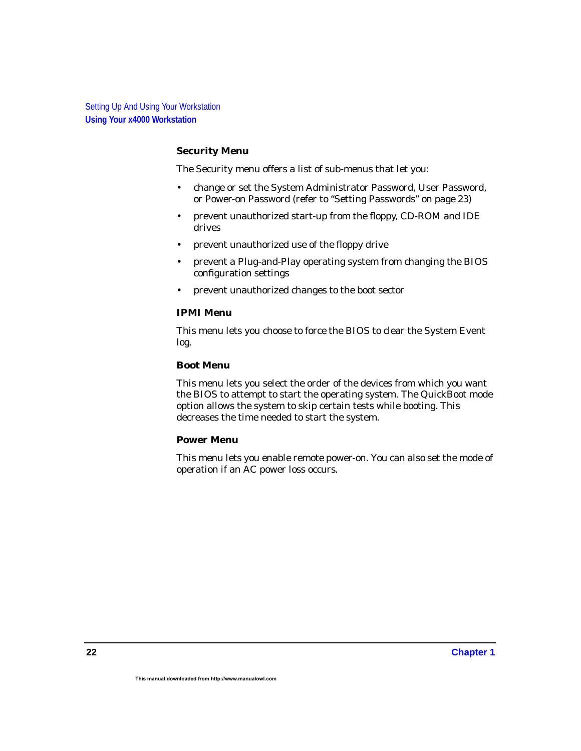### Security Menu

The Security menu offers a list of sub-menus that let you:

- change or set the System Administrator Password, User Password, or Power-on Password (refer to "Setting Passwords" on page 23)
- prevent unauthorized start-up from the floppy, CD-ROM and IDE drives
- prevent unauthorized use of the floppy drive
- prevent a Plug-and-Play operating system from changing the BIOS configuration settings
- prevent unauthorized changes to the boot sector

### IPMI Menu

This menu lets you choose to force the BIOS to clear the System Event log.

### Boot Menu

This menu lets you select the order of the devices from which you want the BIOS to attempt to start the operating system. The QuickBoot mode option allows the system to skip certain tests while booting. This decreases the time needed to start the system.

### Power Menu

This menu lets you enable remote power-on. You can also set the mode of operation if an AC power loss occurs.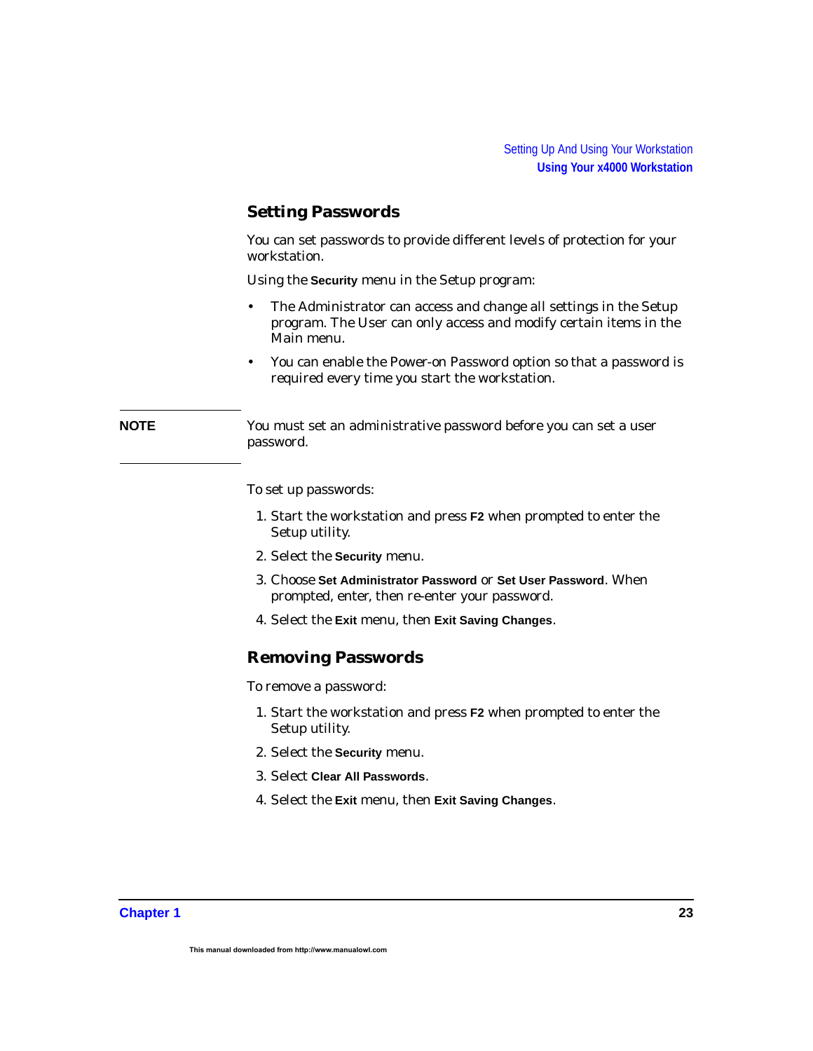## Setting Passwords

You can set passwords to provide different levels of protection for your workstation.

Using the **Security** menu in the Setup program:

- The Administrator can access and change all settings in the Setup program. The User can only access and modify certain items in the Main menu.
- You can enable the Power-on Password option so that a password is required every time you start the workstation.

**NOTE** You must set an administrative password before you can set a user password.

To set up passwords:

1. Start the workstation and press **F2** when prompted to enter the Setup utility.
2. Select the **Security** menu.
3. Choose **Set Administrator Password** or **Set User Password**. When prompted, enter, then re-enter your password.
4. Select the **Exit** menu, then **Exit Saving Changes**.

## Removing Passwords

To remove a password:

1. Start the workstation and press **F2** when prompted to enter the Setup utility.
2. Select the **Security** menu.
3. Select **Clear All Passwords**.
4. Select the **Exit** menu, then **Exit Saving Changes**.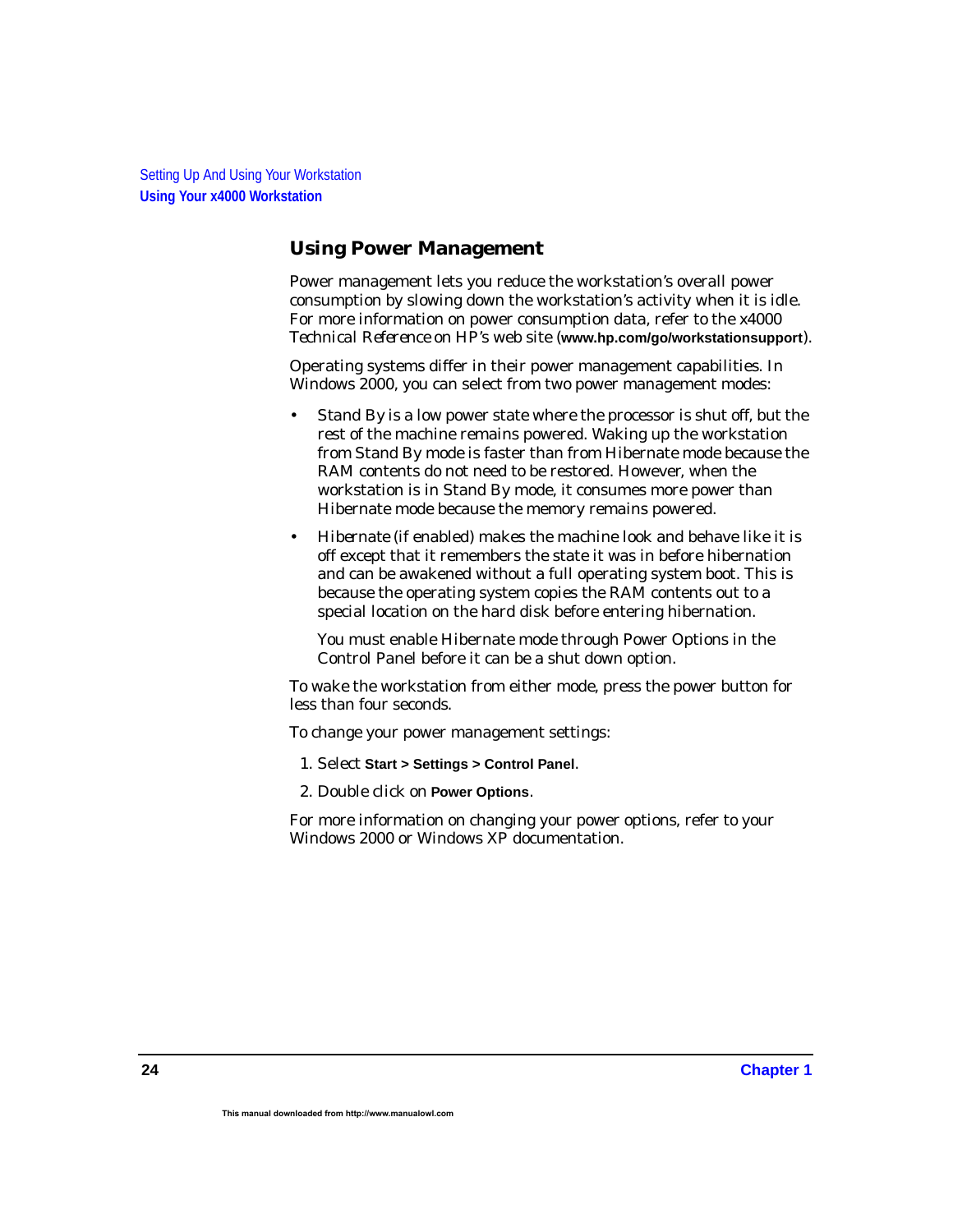## Using Power Management

Power management lets you reduce the workstation's overall power consumption by slowing down the workstation's activity when it is idle. For more information on power consumption data, refer to the x4000 *Technical Reference* on HP's web site (**www.hp.com/go/workstationsupport**).

Operating systems differ in their power management capabilities. In Windows 2000, you can select from two power management modes:

- Stand By is a low power state where the processor is shut off, but the rest of the machine remains powered. Waking up the workstation from Stand By mode is faster than from Hibernate mode because the RAM contents do not need to be restored. However, when the workstation is in Stand By mode, it consumes more power than Hibernate mode because the memory remains powered.
- Hibernate (if enabled) makes the machine look and behave like it is off except that it remembers the state it was in before hibernation and can be awakened without a full operating system boot. This is because the operating system copies the RAM contents out to a special location on the hard disk before entering hibernation.

  You must enable Hibernate mode through Power Options in the Control Panel before it can be a shut down option.

To wake the workstation from either mode, press the power button for less than four seconds.

To change your power management settings:

1. Select **Start > Settings > Control Panel**.
2. Double click on **Power Options**.

For more information on changing your power options, refer to your Windows 2000 or Windows XP documentation.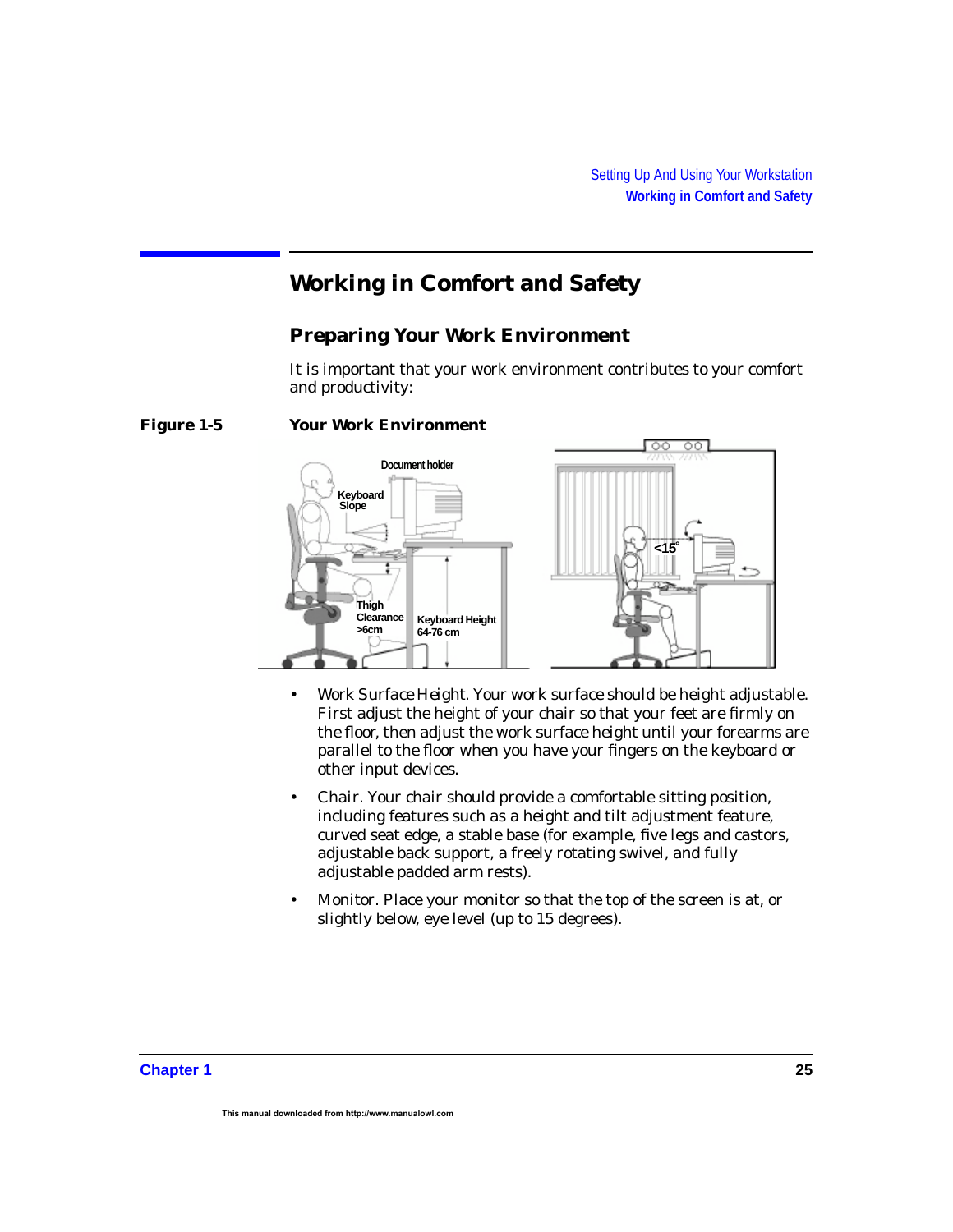## Working in Comfort and Safety

### Preparing Your Work Environment

It is important that your work environment contributes to your comfort and productivity:

**Figure 1-5 Your Work Environment**

- Work Surface Height. Your work surface should be height adjustable. First adjust the height of your chair so that your feet are firmly on the floor, then adjust the work surface height until your forearms are parallel to the floor when you have your fingers on the keyboard or other input devices.
- Chair. Your chair should provide a comfortable sitting position, including features such as a height and tilt adjustment feature, curved seat edge, a stable base (for example, five legs and castors, adjustable back support, a freely rotating swivel, and fully adjustable padded arm rests).
- Monitor. Place your monitor so that the top of the screen is at, or slightly below, eye level (up to 15 degrees).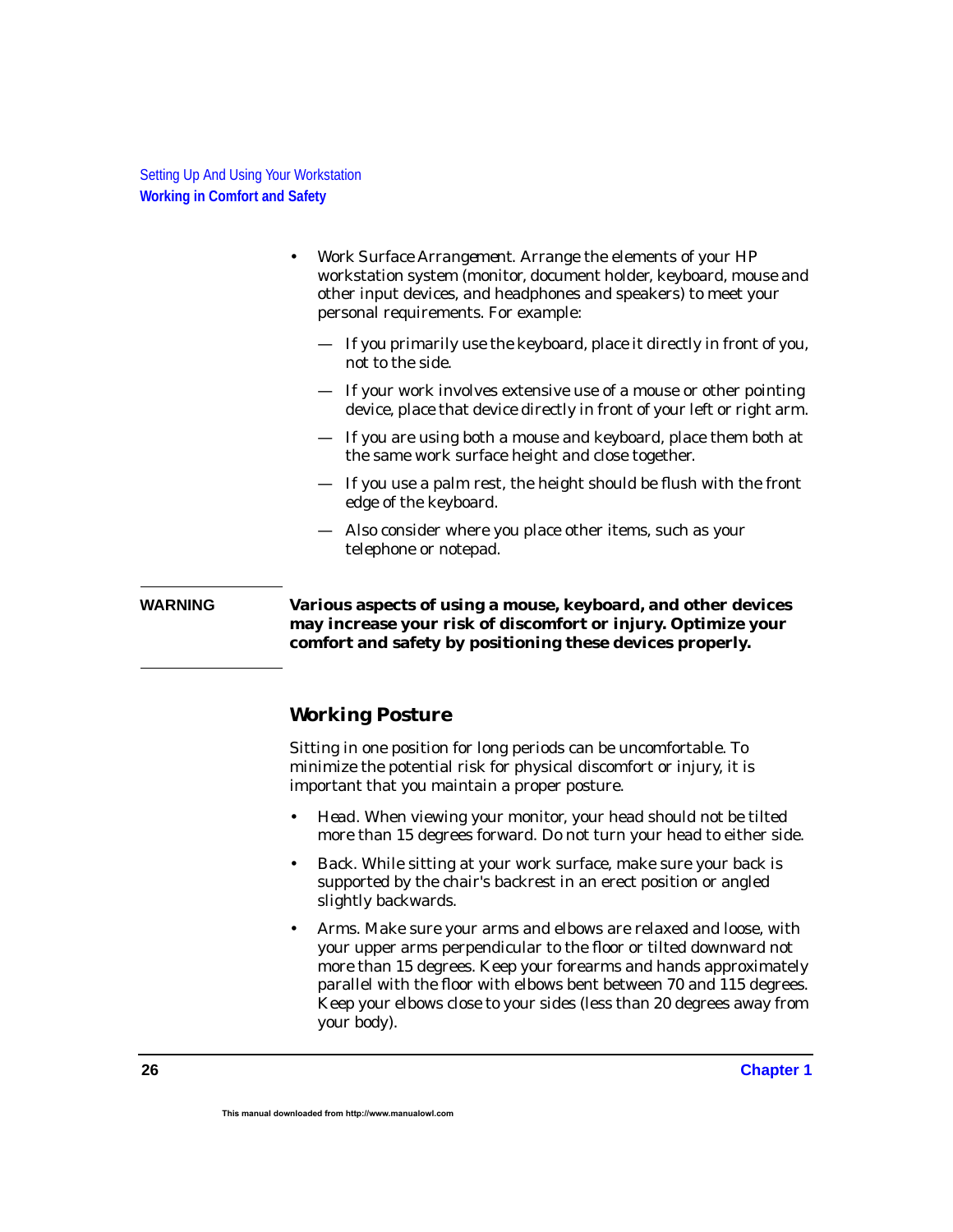- *Work Surface Arrangement*. Arrange the elements of your HP workstation system (monitor, document holder, keyboard, mouse and other input devices, and headphones and speakers) to meet your personal requirements. For example:
  - — If you primarily use the keyboard, place it directly in front of you, not to the side.
  - — If your work involves extensive use of a mouse or other pointing device, place that device directly in front of your left or right arm.
  - — If you are using both a mouse and keyboard, place them both at the same work surface height and close together.
  - — If you use a palm rest, the height should be flush with the front edge of the keyboard.
  - — Also consider where you place other items, such as your telephone or notepad.

**WARNING** **Various aspects of using a mouse, keyboard, and other devices may increase your risk of discomfort or injury. Optimize your comfort and safety by positioning these devices properly.**

## Working Posture

Sitting in one position for long periods can be uncomfortable. To minimize the potential risk for physical discomfort or injury, it is important that you maintain a proper posture.

- *Head*. When viewing your monitor, your head should not be tilted more than 15 degrees forward. Do not turn your head to either side.
- *Back*. While sitting at your work surface, make sure your back is supported by the chair's backrest in an erect position or angled slightly backwards.
- *Arms*. Make sure your arms and elbows are relaxed and loose, with your upper arms perpendicular to the floor or tilted downward not more than 15 degrees. Keep your forearms and hands approximately parallel with the floor with elbows bent between 70 and 115 degrees. Keep your elbows close to your sides (less than 20 degrees away from your body).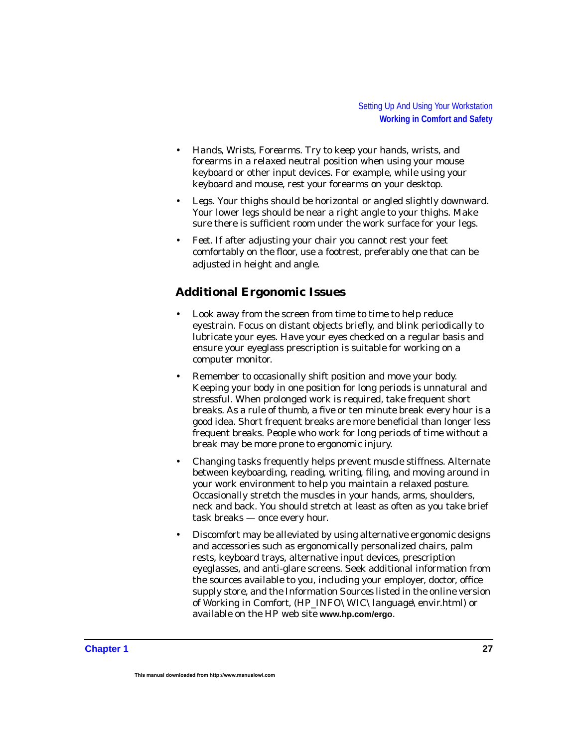- Hands, Wrists, Forearms. Try to keep your hands, wrists, and forearms in a relaxed neutral position when using your mouse keyboard or other input devices. For example, while using your keyboard and mouse, rest your forearms on your desktop.
- Legs. Your thighs should be horizontal or angled slightly downward. Your lower legs should be near a right angle to your thighs. Make sure there is sufficient room under the work surface for your legs.
- Feet. If after adjusting your chair you cannot rest your feet comfortably on the floor, use a footrest, preferably one that can be adjusted in height and angle.

## Additional Ergonomic Issues

- Look away from the screen from time to time to help reduce eyestrain. Focus on distant objects briefly, and blink periodically to lubricate your eyes. Have your eyes checked on a regular basis and ensure your eyeglass prescription is suitable for working on a computer monitor.
- Remember to occasionally shift position and move your body. Keeping your body in one position for long periods is unnatural and stressful. When prolonged work is required, take frequent short breaks. As a rule of thumb, a five or ten minute break every hour is a good idea. Short frequent breaks are more beneficial than longer less frequent breaks. People who work for long periods of time without a break may be more prone to ergonomic injury.
- Changing tasks frequently helps prevent muscle stiffness. Alternate between keyboarding, reading, writing, filing, and moving around in your work environment to help you maintain a relaxed posture. Occasionally stretch the muscles in your hands, arms, shoulders, neck and back. You should stretch at least as often as you take brief task breaks — once every hour.
- Discomfort may be alleviated by using alternative ergonomic designs and accessories such as ergonomically personalized chairs, palm rests, keyboard trays, alternative input devices, prescription eyeglasses, and anti-glare screens. Seek additional information from the sources available to you, including your employer, doctor, office supply store, and the Information Sources listed in the online version of Working in Comfort, (HP_INFO\WIC\language\envir.html) or available on the HP web site **www.hp.com/ergo**.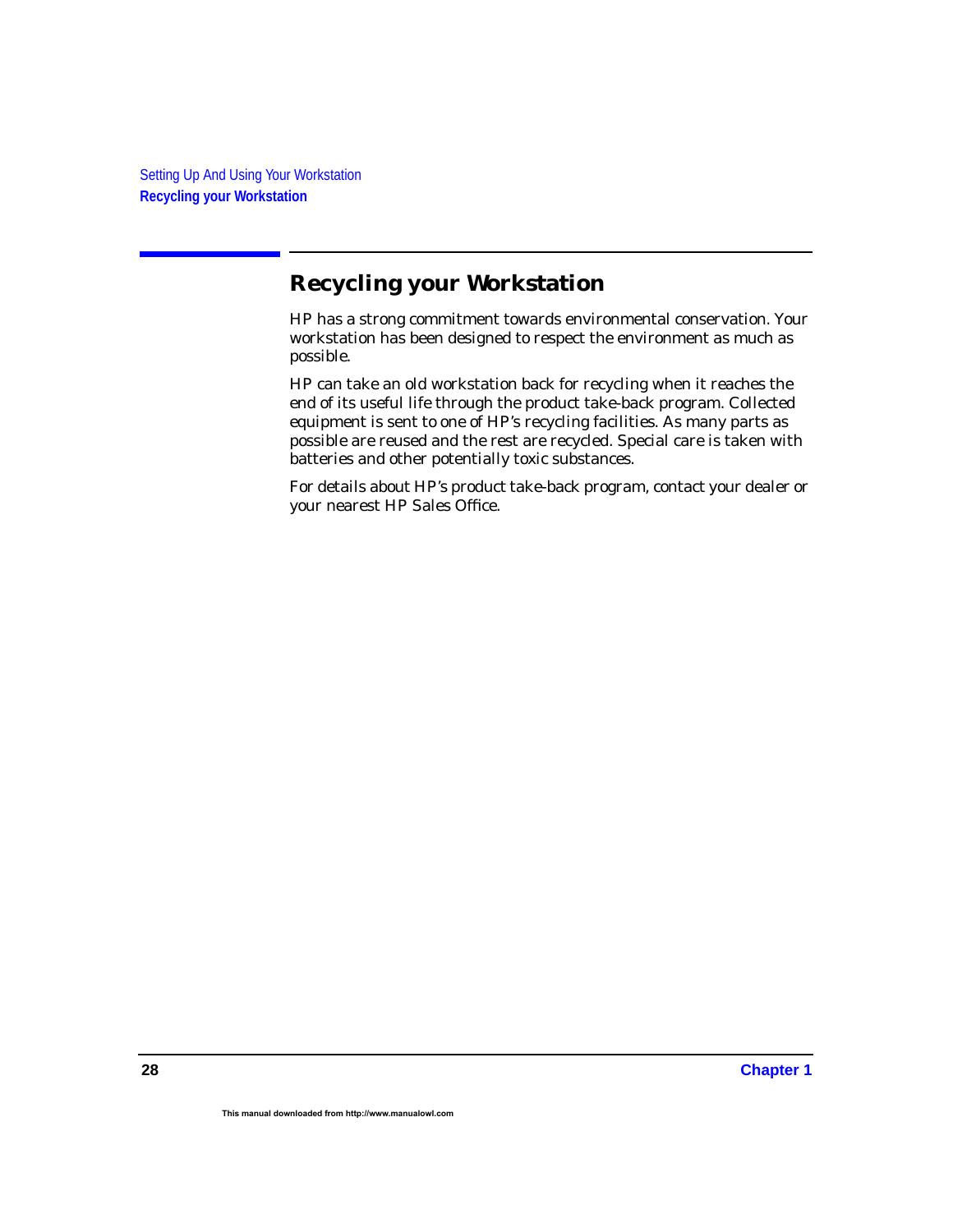## Recycling your Workstation

HP has a strong commitment towards environmental conservation. Your workstation has been designed to respect the environment as much as possible.

HP can take an old workstation back for recycling when it reaches the end of its useful life through the product take-back program. Collected equipment is sent to one of HP's recycling facilities. As many parts as possible are reused and the rest are recycled. Special care is taken with batteries and other potentially toxic substances.

For details about HP's product take-back program, contact your dealer or your nearest HP Sales Office.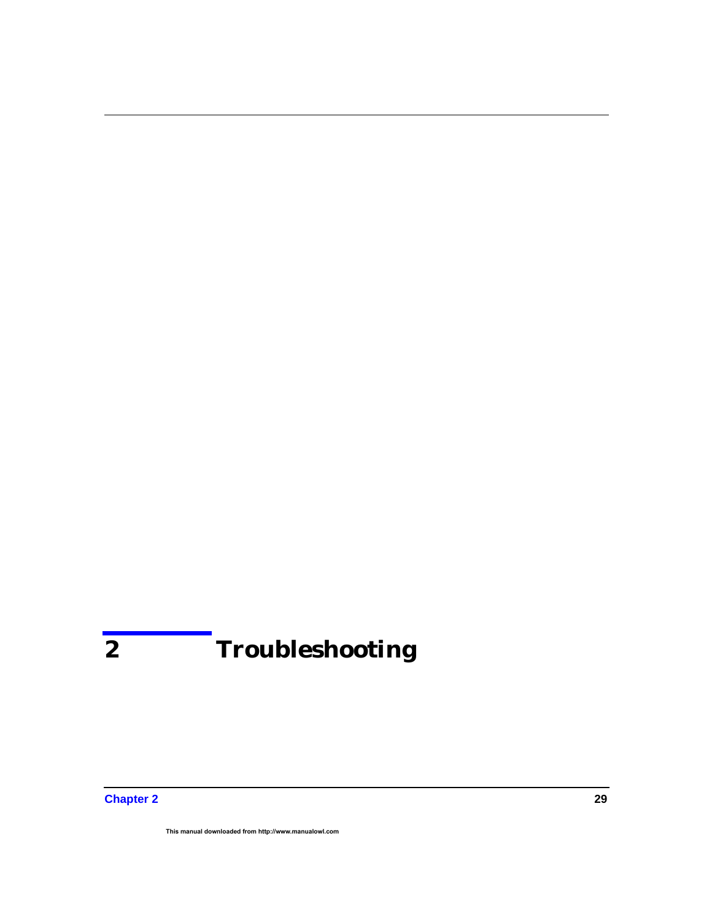# 2 Troubleshooting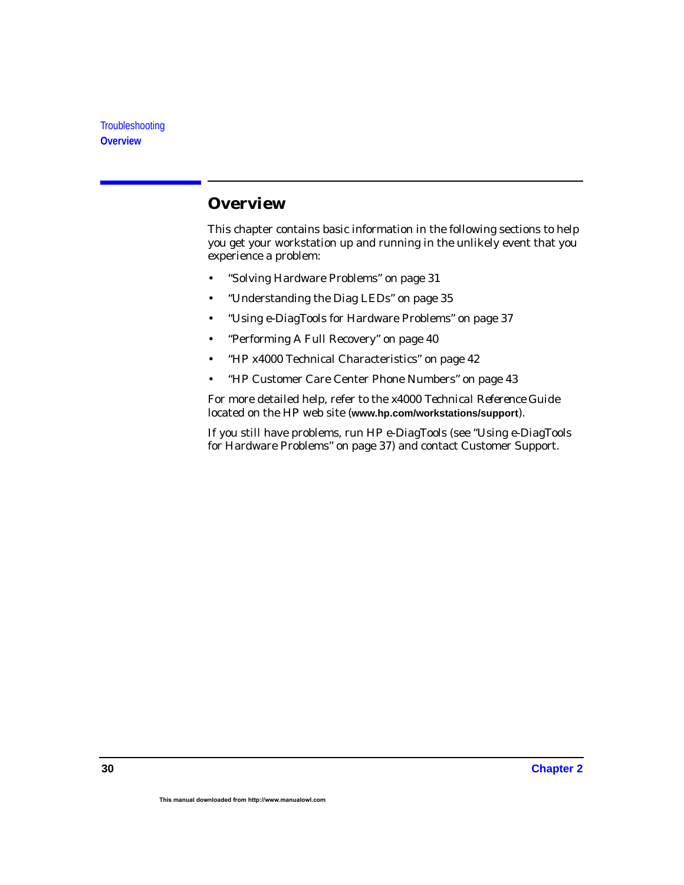## Overview

This chapter contains basic information in the following sections to help you get your workstation up and running in the unlikely event that you experience a problem:

- "Solving Hardware Problems" on page 31
- "Understanding the Diag LEDs" on page 35
- "Using e-DiagTools for Hardware Problems" on page 37
- "Performing A Full Recovery" on page 40
- "HP x4000 Technical Characteristics" on page 42
- "HP Customer Care Center Phone Numbers" on page 43

For more detailed help, refer to the x4000 *Technical Reference Guide* located on the HP web site (**www.hp.com/workstations/support**).

If you still have problems, run HP e-DiagTools (see "Using e-DiagTools for Hardware Problems" on page 37) and contact Customer Support.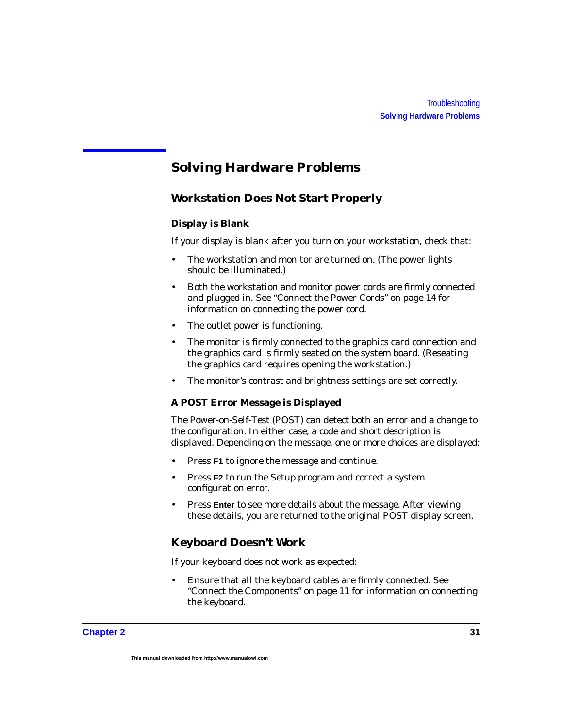## Solving Hardware Problems

### Workstation Does Not Start Properly

#### Display is Blank

If your display is blank after you turn on your workstation, check that:

- The workstation and monitor are turned on. (The power lights should be illuminated.)
- Both the workstation and monitor power cords are firmly connected and plugged in. See "Connect the Power Cords" on page 14 for information on connecting the power cord.
- The outlet power is functioning.
- The monitor is firmly connected to the graphics card connection and the graphics card is firmly seated on the system board. (Reseating the graphics card requires opening the workstation.)
- The monitor's contrast and brightness settings are set correctly.

#### A POST Error Message is Displayed

The Power-on-Self-Test (POST) can detect both an error and a change to the configuration. In either case, a code and short description is displayed. Depending on the message, one or more choices are displayed:

- Press **F1** to ignore the message and continue.
- Press **F2** to run the Setup program and correct a system configuration error.
- Press **Enter** to see more details about the message. After viewing these details, you are returned to the original POST display screen.

### Keyboard Doesn't Work

If your keyboard does not work as expected:

- Ensure that all the keyboard cables are firmly connected. See "Connect the Components" on page 11 for information on connecting the keyboard.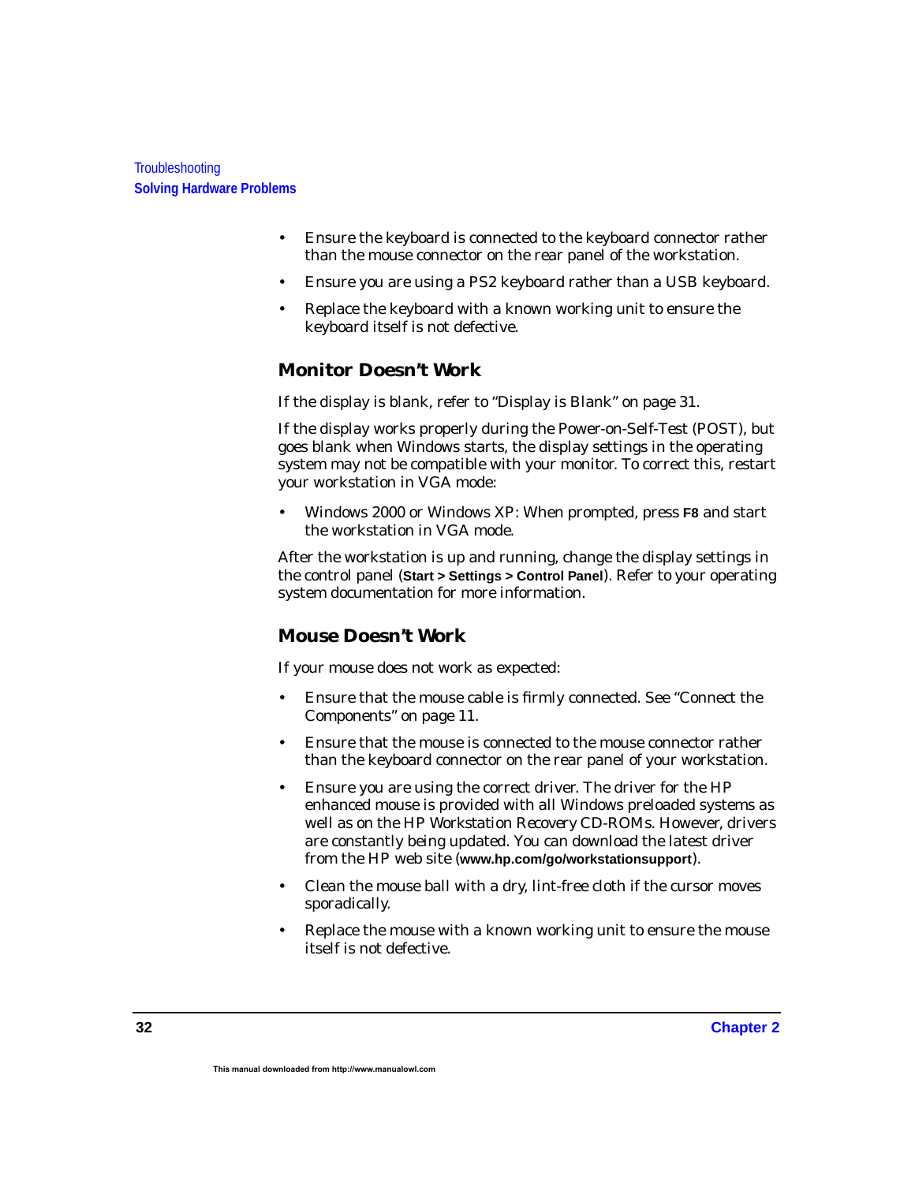- Ensure the keyboard is connected to the keyboard connector rather than the mouse connector on the rear panel of the workstation.
- Ensure you are using a PS2 keyboard rather than a USB keyboard.
- Replace the keyboard with a known working unit to ensure the keyboard itself is not defective.

### Monitor Doesn't Work

If the display is blank, refer to "Display is Blank" on page 31.

If the display works properly during the Power-on-Self-Test (POST), but goes blank when Windows starts, the display settings in the operating system may not be compatible with your monitor. To correct this, restart your workstation in VGA mode:

- Windows 2000 or Windows XP: When prompted, press **F8** and start the workstation in VGA mode.

After the workstation is up and running, change the display settings in the control panel (**Start > Settings > Control Panel**). Refer to your operating system documentation for more information.

### Mouse Doesn't Work

If your mouse does not work as expected:

- Ensure that the mouse cable is firmly connected. See "Connect the Components" on page 11.
- Ensure that the mouse is connected to the mouse connector rather than the keyboard connector on the rear panel of your workstation.
- Ensure you are using the correct driver. The driver for the HP enhanced mouse is provided with all Windows preloaded systems as well as on the HP Workstation Recovery CD-ROMs. However, drivers are constantly being updated. You can download the latest driver from the HP web site (**www.hp.com/go/workstationsupport**).
- Clean the mouse ball with a dry, lint-free cloth if the cursor moves sporadically.
- Replace the mouse with a known working unit to ensure the mouse itself is not defective.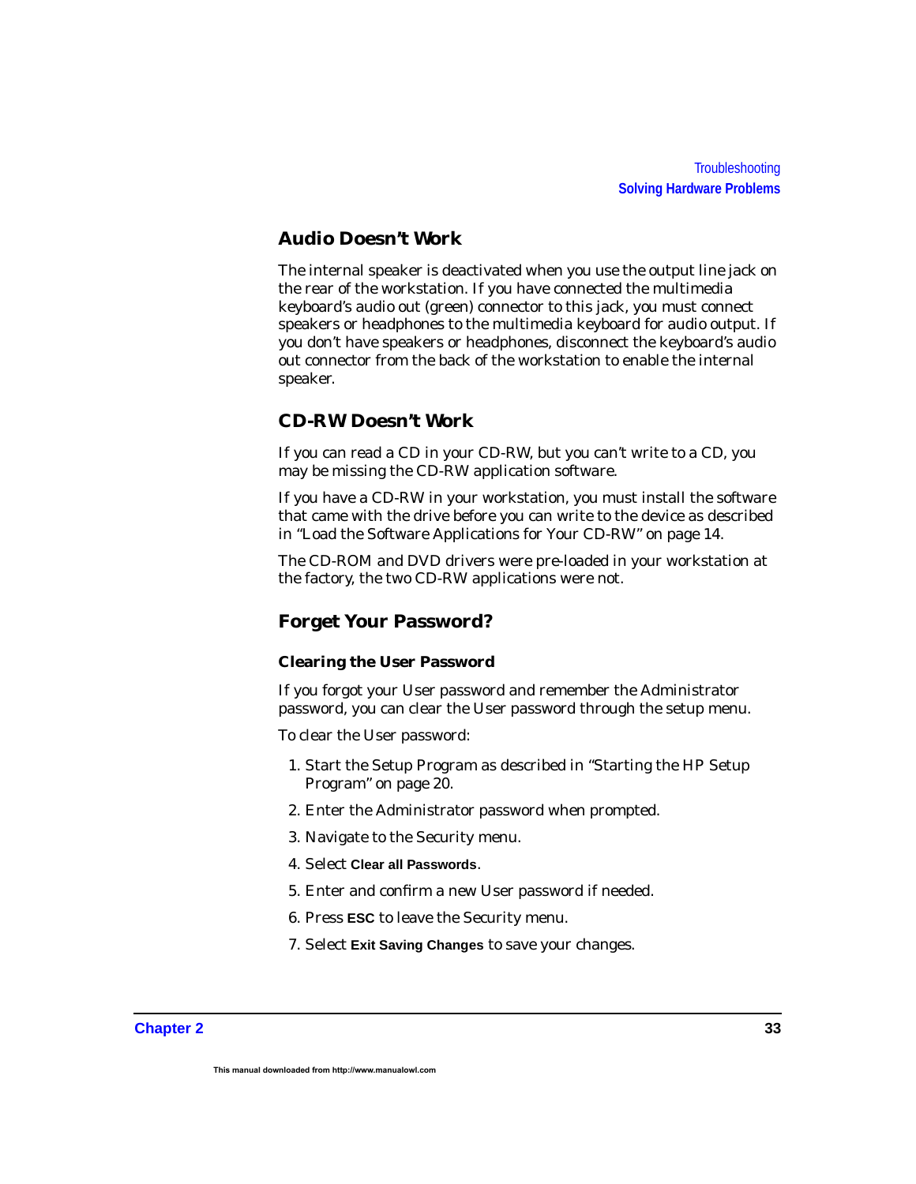## Audio Doesn't Work

The internal speaker is deactivated when you use the output line jack on the rear of the workstation. If you have connected the multimedia keyboard's audio out (green) connector to this jack, you must connect speakers or headphones to the multimedia keyboard for audio output. If you don't have speakers or headphones, disconnect the keyboard's audio out connector from the back of the workstation to enable the internal speaker.

## CD-RW Doesn't Work

If you can read a CD in your CD-RW, but you can't write to a CD, you may be missing the CD-RW application software.

If you have a CD-RW in your workstation, you must install the software that came with the drive before you can write to the device as described in "Load the Software Applications for Your CD-RW" on page 14.

The CD-ROM and DVD drivers were pre-loaded in your workstation at the factory, the two CD-RW applications were not.

## Forget Your Password?

### Clearing the User Password

If you forgot your User password and remember the Administrator password, you can clear the User password through the setup menu.

To clear the User password:

1. Start the Setup Program as described in "Starting the HP Setup Program" on page 20.
2. Enter the Administrator password when prompted.
3. Navigate to the Security menu.
4. Select **Clear all Passwords**.
5. Enter and confirm a new User password if needed.
6. Press **ESC** to leave the Security menu.
7. Select **Exit Saving Changes** to save your changes.

This manual downloaded from http://www.manualowl.com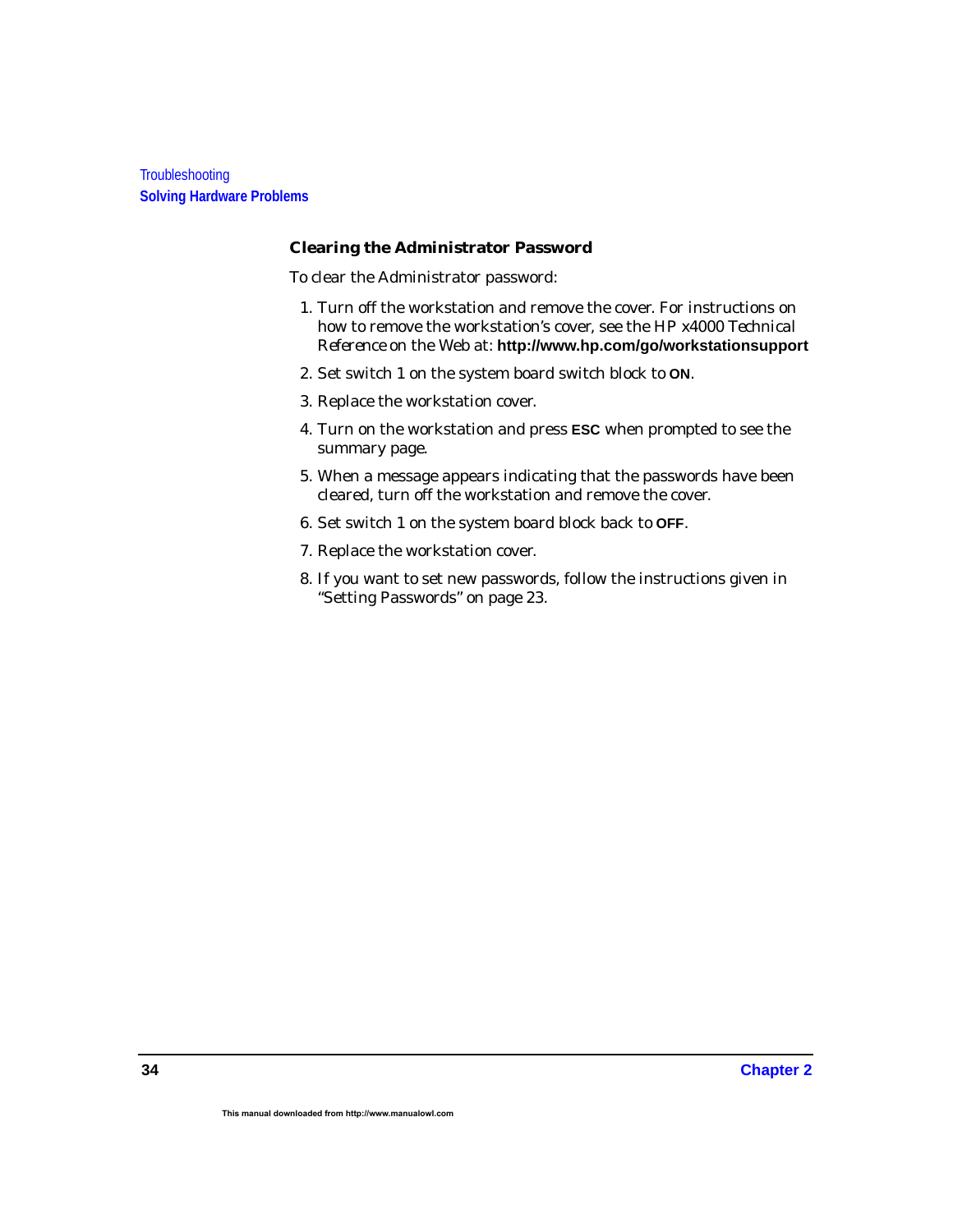### Clearing the Administrator Password

To clear the Administrator password:

1. Turn off the workstation and remove the cover. For instructions on how to remove the workstation's cover, see the HP x4000 *Technical Reference* on the Web at: **http://www.hp.com/go/workstationsupport**
2. Set switch 1 on the system board switch block to **ON**.
3. Replace the workstation cover.
4. Turn on the workstation and press **ESC** when prompted to see the summary page.
5. When a message appears indicating that the passwords have been cleared, turn off the workstation and remove the cover.
6. Set switch 1 on the system board block back to **OFF**.
7. Replace the workstation cover.
8. If you want to set new passwords, follow the instructions given in "Setting Passwords" on page 23.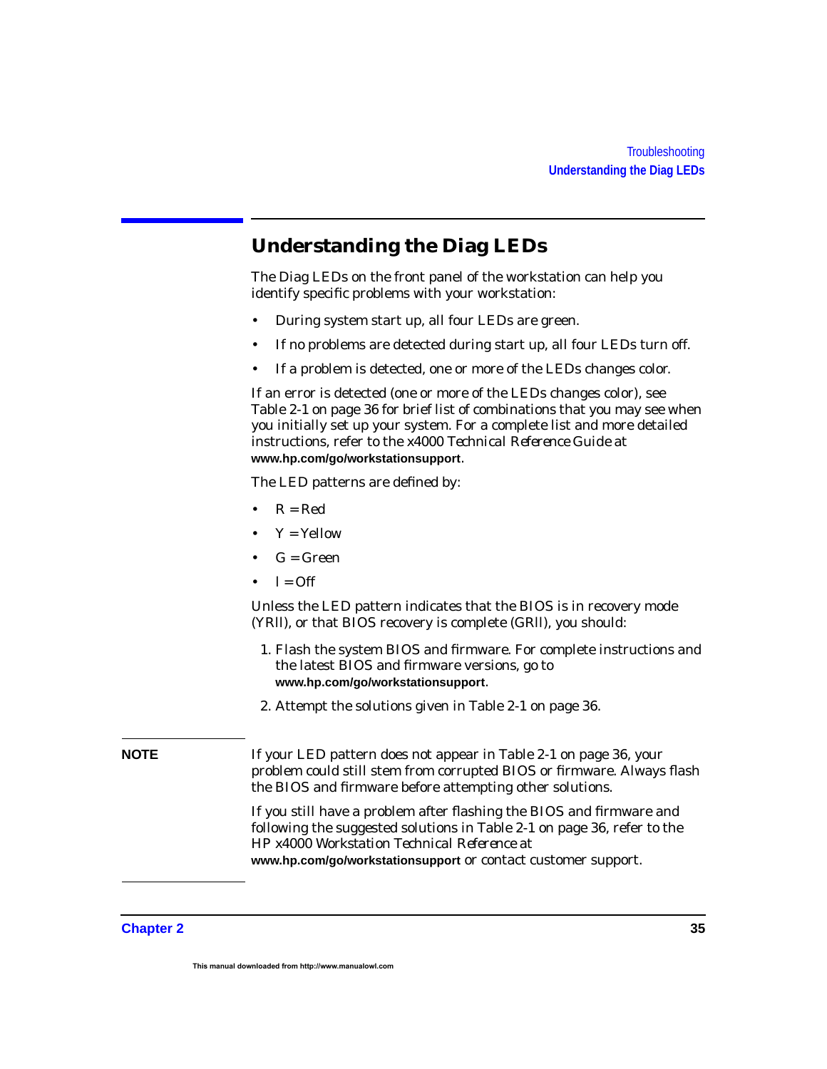## Understanding the Diag LEDs

The Diag LEDs on the front panel of the workstation can help you identify specific problems with your workstation:

- During system start up, all four LEDs are green.
- If no problems are detected during start up, all four LEDs turn off.
- If a problem is detected, one or more of the LEDs changes color.

If an error is detected (one or more of the LEDs changes color), see Table 2-1 on page 36 for brief list of combinations that you may see when you initially set up your system. For a complete list and more detailed instructions, refer to the x4000 *Technical Reference Guide* at **www.hp.com/go/workstationsupport**.

The LED patterns are defined by:

- R = Red
- Y = Yellow
- G = Green
- l = Off

Unless the LED pattern indicates that the BIOS is in recovery mode (YRll), or that BIOS recovery is complete (GRll), you should:

1. Flash the system BIOS and firmware. For complete instructions and the latest BIOS and firmware versions, go to **www.hp.com/go/workstationsupport**.
2. Attempt the solutions given in Table 2-1 on page 36.

**NOTE** If your LED pattern does not appear in Table 2-1 on page 36, your problem could still stem from corrupted BIOS or firmware. Always flash the BIOS and firmware before attempting other solutions.

If you still have a problem after flashing the BIOS and firmware and following the suggested solutions in Table 2-1 on page 36, refer to the HP x4000 *Workstation Technical Reference* at **www.hp.com/go/workstationsupport** or contact customer support.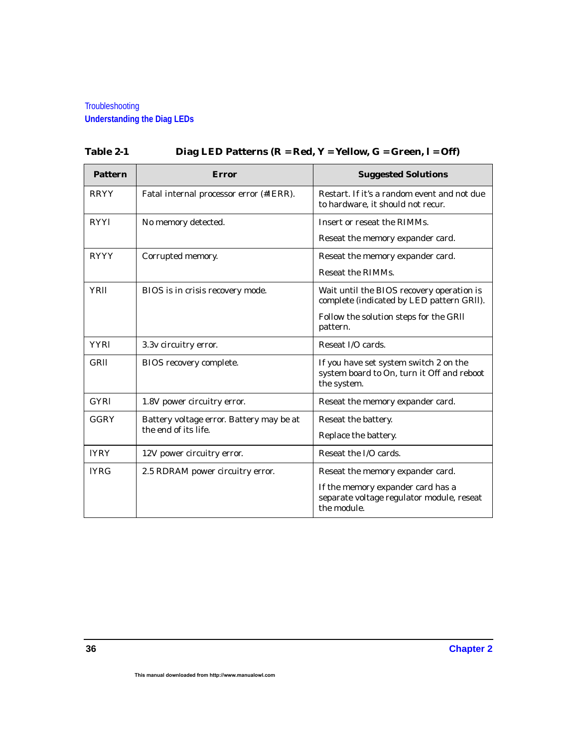**Table 2-1 Diag LED Patterns (R = Red, Y = Yellow, G = Green, l = Off)**

| Pattern | Error | Suggested Solutions |
|---|---|---|
| RRYY | Fatal internal processor error (#IERR). | Restart. If it's a random event and not due to hardware, it should not recur. |
| RYYl | No memory detected. | Insert or reseat the RIMMs.<br><br>Reseat the memory expander card. |
| RYYY | Corrupted memory. | Reseat the memory expander card.<br><br>Reseat the RIMMs. |
| YRll | BIOS is in crisis recovery mode. | Wait until the BIOS recovery operation is complete (indicated by LED pattern GRll).<br><br>Follow the solution steps for the GRll pattern. |
| YYRl | 3.3v circuitry error. | Reseat I/O cards. |
| GRll | BIOS recovery complete. | If you have set system switch 2 on the system board to On, turn it Off and reboot the system. |
| GYRl | 1.8V power circuitry error. | Reseat the memory expander card. |
| GGRY | Battery voltage error. Battery may be at the end of its life. | Reseat the battery.<br><br>Replace the battery. |
| lYRY | 12V power circuitry error. | Reseat the I/O cards. |
| lYRG | 2.5 RDRAM power circuitry error. | Reseat the memory expander card.<br><br>If the memory expander card has a separate voltage regulator module, reseat the module. |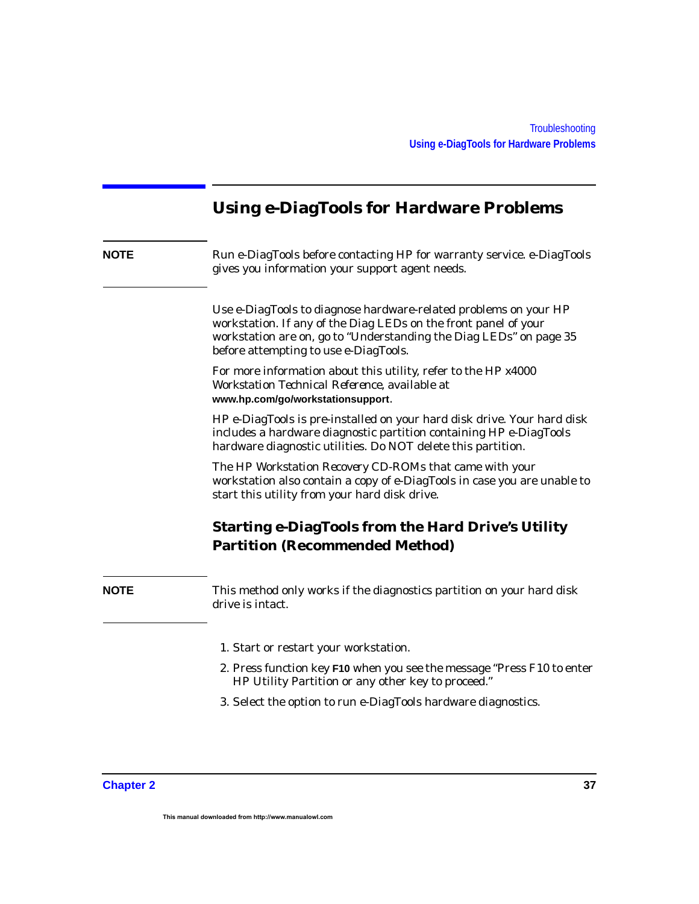## Using e-DiagTools for Hardware Problems

**NOTE** Run e-DiagTools before contacting HP for warranty service. e-DiagTools gives you information your support agent needs.

Use e-DiagTools to diagnose hardware-related problems on your HP workstation. If any of the Diag LEDs on the front panel of your workstation are on, go to "Understanding the Diag LEDs" on page 35 before attempting to use e-DiagTools.

For more information about this utility, refer to the *HP x4000 Workstation Technical Reference*, available at **www.hp.com/go/workstationsupport**.

HP e-DiagTools is pre-installed on your hard disk drive. Your hard disk includes a hardware diagnostic partition containing HP e-DiagTools hardware diagnostic utilities. Do NOT delete this partition.

The *HP Workstation Recovery CD-ROMs* that came with your workstation also contain a copy of e-DiagTools in case you are unable to start this utility from your hard disk drive.

### Starting e-DiagTools from the Hard Drive's Utility Partition (Recommended Method)

**NOTE** This method only works if the diagnostics partition on your hard disk drive is intact.

1. Start or restart your workstation.
2. Press function key **F10** when you see the message "Press F10 to enter HP Utility Partition or any other key to proceed."
3. Select the option to run e-DiagTools hardware diagnostics.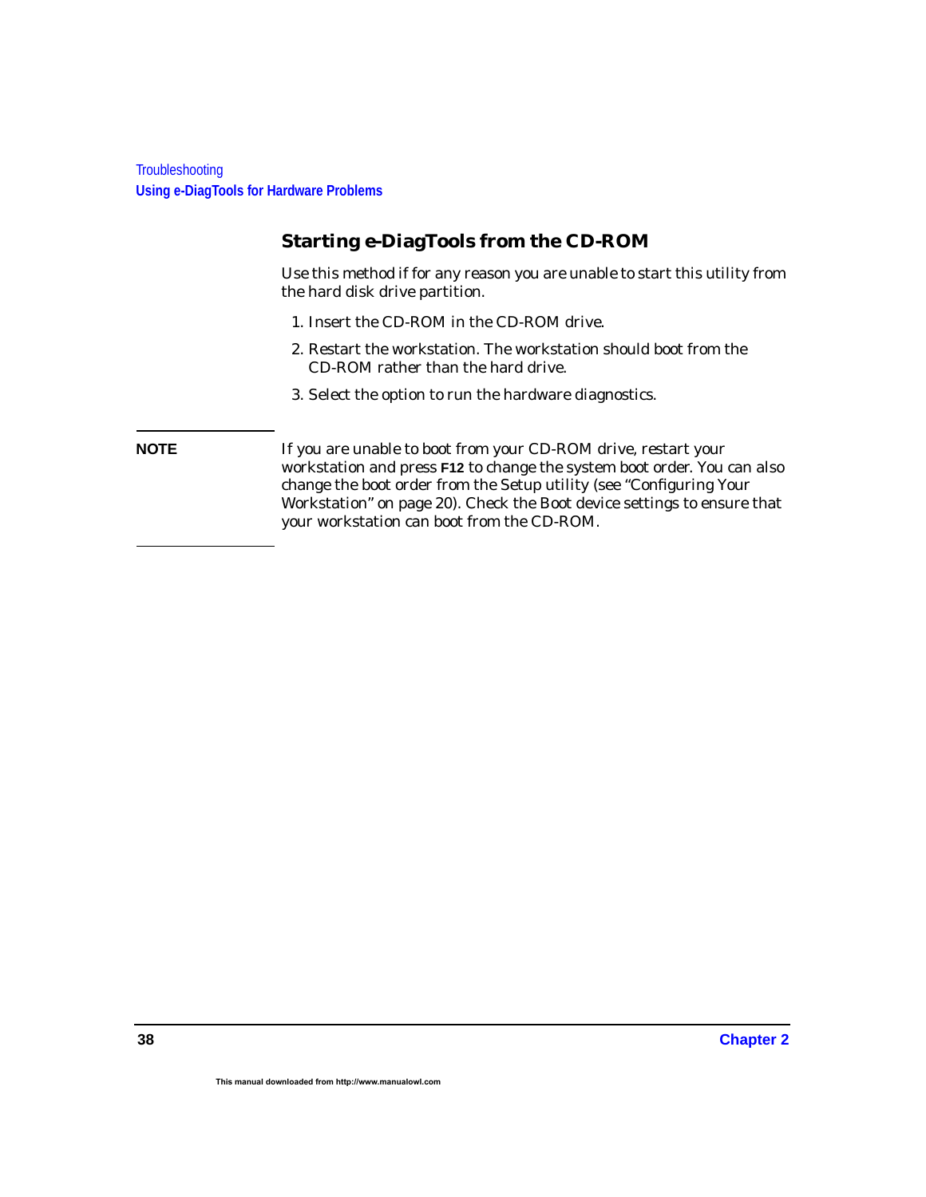## Starting e-DiagTools from the CD-ROM

Use this method if for any reason you are unable to start this utility from the hard disk drive partition.

1. Insert the CD-ROM in the CD-ROM drive.
2. Restart the workstation. The workstation should boot from the CD-ROM rather than the hard drive.
3. Select the option to run the hardware diagnostics.

**NOTE** If you are unable to boot from your CD-ROM drive, restart your workstation and press **F12** to change the system boot order. You can also change the boot order from the Setup utility (see "Configuring Your Workstation" on page 20). Check the Boot device settings to ensure that your workstation can boot from the CD-ROM.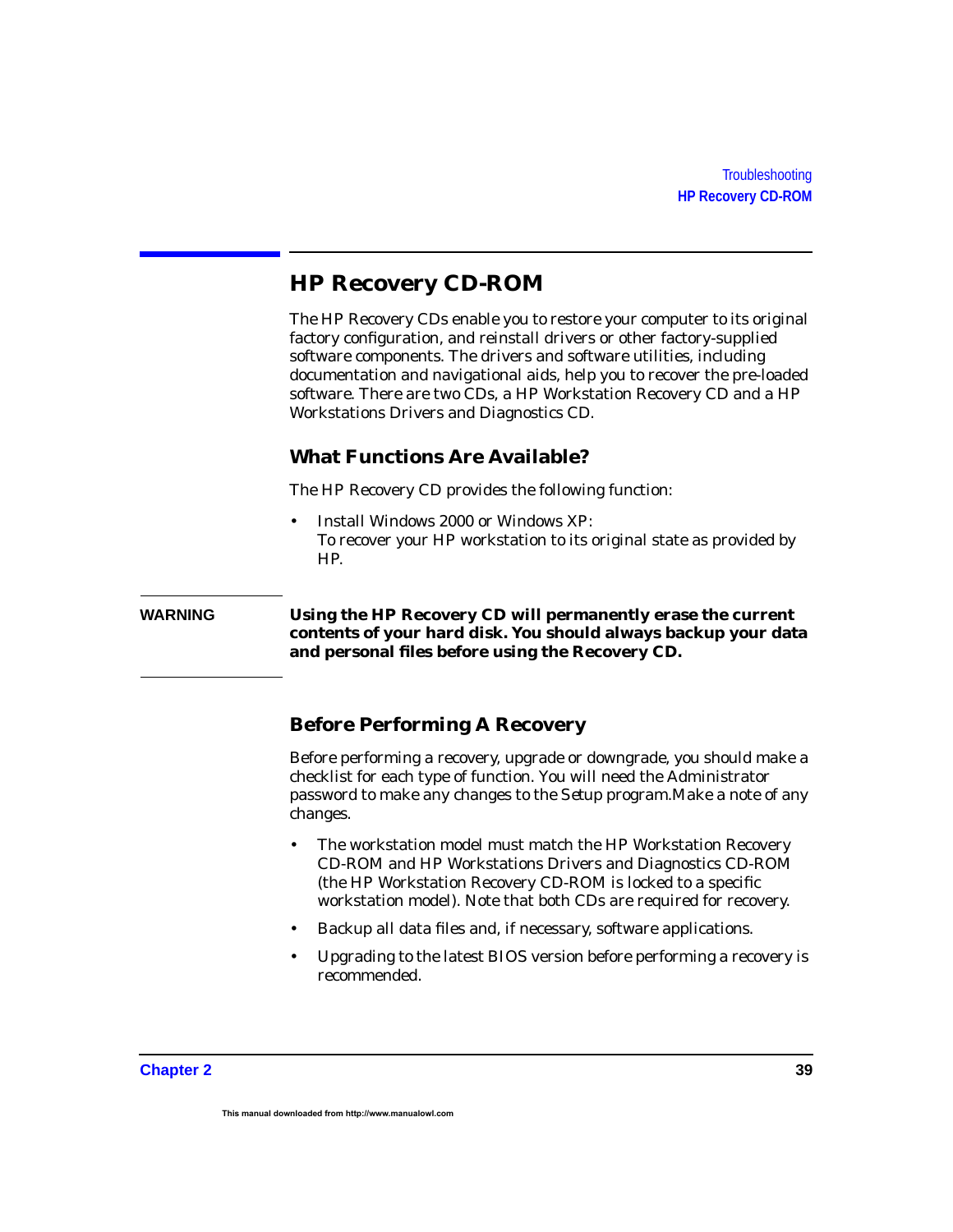## HP Recovery CD-ROM

The HP Recovery CDs enable you to restore your computer to its original factory configuration, and reinstall drivers or other factory-supplied software components. The drivers and software utilities, including documentation and navigational aids, help you to recover the pre-loaded software. There are two CDs, a HP Workstation Recovery CD and a HP Workstations Drivers and Diagnostics CD.

### What Functions Are Available?

The HP Recovery CD provides the following function:

- Install Windows 2000 or Windows XP:
  To recover your HP workstation to its original state as provided by HP.

**WARNING** **Using the HP Recovery CD will permanently erase the current contents of your hard disk. You should always backup your data and personal files before using the Recovery CD.**

### Before Performing A Recovery

Before performing a recovery, upgrade or downgrade, you should make a checklist for each type of function. You will need the Administrator password to make any changes to the Setup program.Make a note of any changes.

- The workstation model must match the HP Workstation Recovery CD-ROM and HP Workstations Drivers and Diagnostics CD-ROM (the HP Workstation Recovery CD-ROM is locked to a specific workstation model). Note that both CDs are required for recovery.
- Backup all data files and, if necessary, software applications.
- Upgrading to the latest BIOS version before performing a recovery is recommended.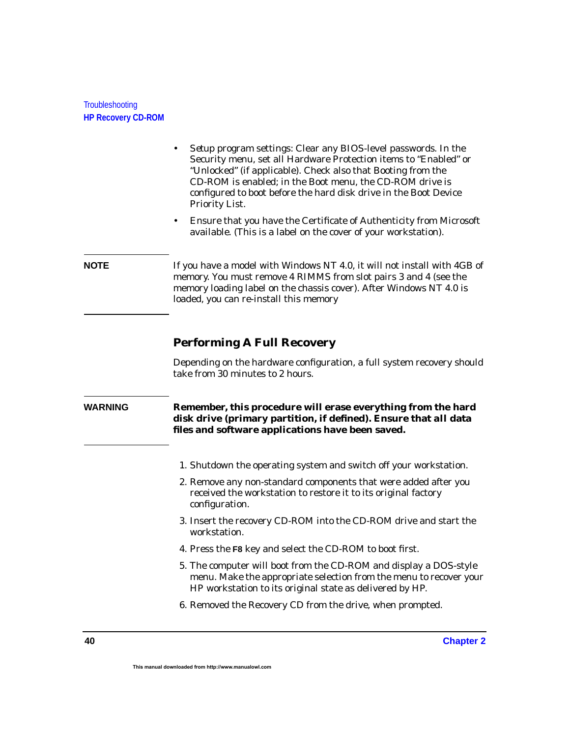- Setup program settings: Clear any BIOS-level passwords. In the Security menu, set all Hardware Protection items to “Enabled” or “Unlocked” (if applicable). Check also that Booting from the CD-ROM is enabled; in the Boot menu, the CD-ROM drive is configured to boot before the hard disk drive in the Boot Device Priority List.
- Ensure that you have the Certificate of Authenticity from Microsoft available. (This is a label on the cover of your workstation).

**NOTE** If you have a model with Windows NT 4.0, it will not install with 4GB of memory. You must remove 4 RIMMS from slot pairs 3 and 4 (see the memory loading label on the chassis cover). After Windows NT 4.0 is loaded, you can re-install this memory

## Performing A Full Recovery

Depending on the hardware configuration, a full system recovery should take from 30 minutes to 2 hours.

**WARNING** **Remember, this procedure will erase everything from the hard disk drive (primary partition, if defined). Ensure that *all* data files and software applications have been saved.**

1. Shutdown the operating system and switch off your workstation.
2. Remove any non-standard components that were added after you received the workstation to restore it to its original factory configuration.
3. Insert the recovery CD-ROM into the CD-ROM drive and start the workstation.
4. Press the **F8** key and select the CD-ROM to boot first.
5. The computer will boot from the CD-ROM and display a DOS-style menu. Make the appropriate selection from the menu to recover your HP workstation to its original state as delivered by HP.
6. Removed the Recovery CD from the drive, when prompted.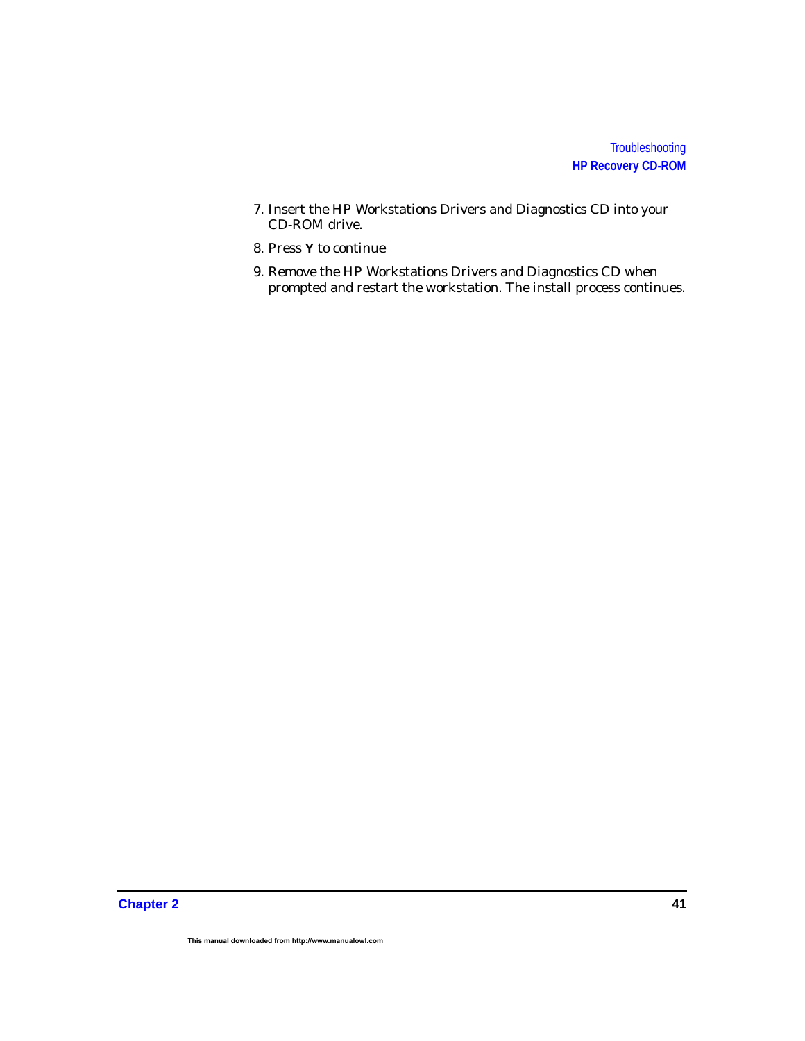7. Insert the HP Workstations Drivers and Diagnostics CD into your CD-ROM drive.
8. Press **Y** to continue
9. Remove the HP Workstations Drivers and Diagnostics CD when prompted and restart the workstation. The install process continues.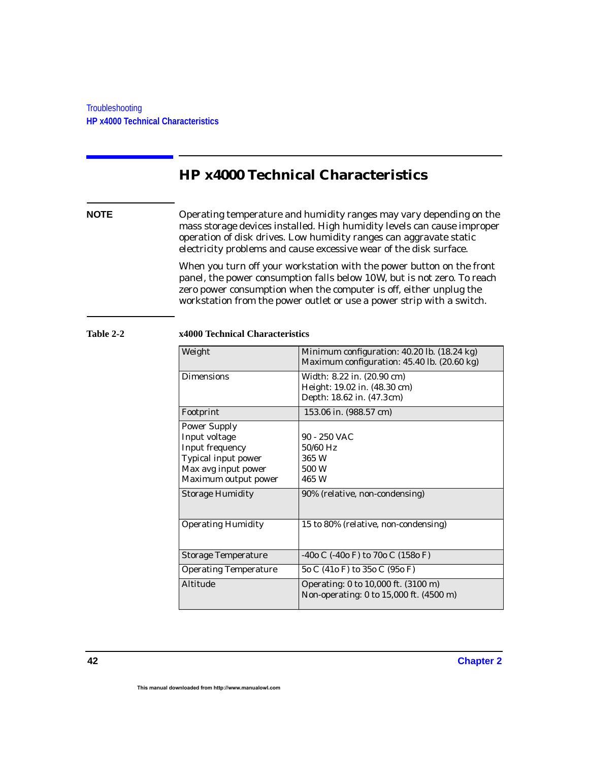## HP x4000 Technical Characteristics

**NOTE** Operating temperature and humidity ranges may vary depending on the mass storage devices installed. High humidity levels can cause improper operation of disk drives. Low humidity ranges can aggravate static electricity problems and cause excessive wear of the disk surface.

When you turn off your workstation with the power button on the front panel, the power consumption falls below 10W, but is not zero. To reach zero power consumption when the computer is off, either unplug the workstation from the power outlet or use a power strip with a switch.

**Table 2-2 x4000 Technical Characteristics**

| | |
|---|---|
| Weight | Minimum configuration: 40.20 lb. (18.24 kg)<br>Maximum configuration: 45.40 lb. (20.60 kg) |
| Dimensions | Width: 8.22 in. (20.90 cm)<br>Height: 19.02 in. (48.30 cm)<br>Depth: 18.62 in. (47.3cm) |
| Footprint | 153.06 in. (988.57 cm) |
| Power Supply<br>Input voltage<br>Input frequency<br>Typical input power<br>Max avg input power<br>Maximum output power | <br>90 - 250 VAC<br>50/60 Hz<br>365 W<br>500 W<br>465 W |
| Storage Humidity | 90% (relative, non-condensing) |
| Operating Humidity | 15 to 80% (relative, non-condensing) |
| Storage Temperature | -40o C (-40o F) to 70o C (158o F) |
| Operating Temperature | 5o C (41o F) to 35o C (95o F) |
| Altitude | Operating: 0 to 10,000 ft. (3100 m)<br>Non-operating: 0 to 15,000 ft. (4500 m) |

This manual downloaded from http://www.manualowl.com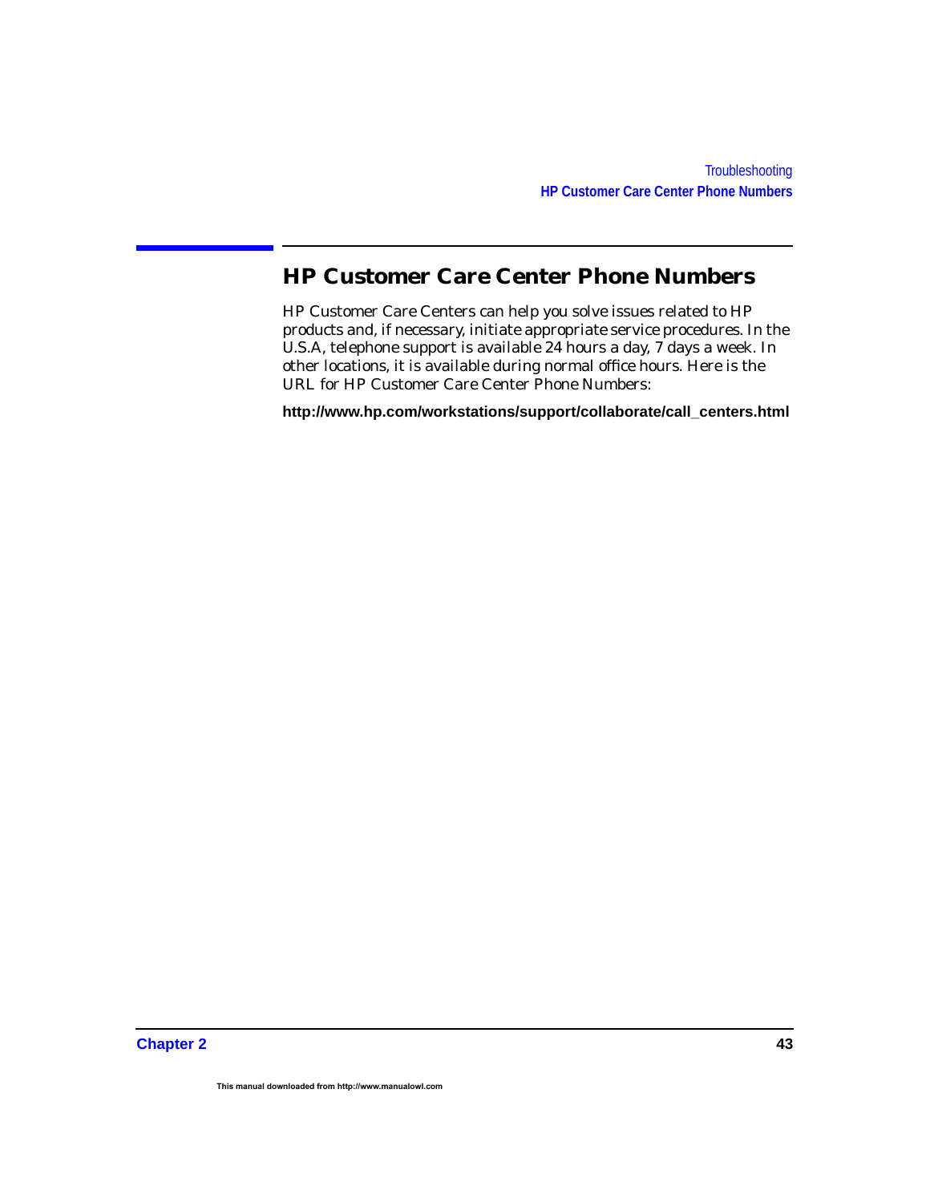## HP Customer Care Center Phone Numbers

HP Customer Care Centers can help you solve issues related to HP products and, if necessary, initiate appropriate service procedures. In the U.S.A, telephone support is available 24 hours a day, 7 days a week. In other locations, it is available during normal office hours. Here is the URL for HP Customer Care Center Phone Numbers:

**http://www.hp.com/workstations/support/collaborate/call_centers.html**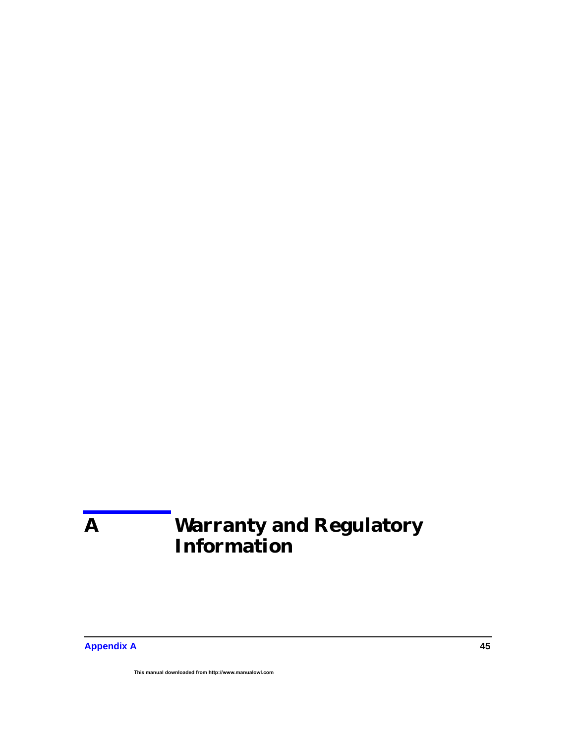# A Warranty and Regulatory Information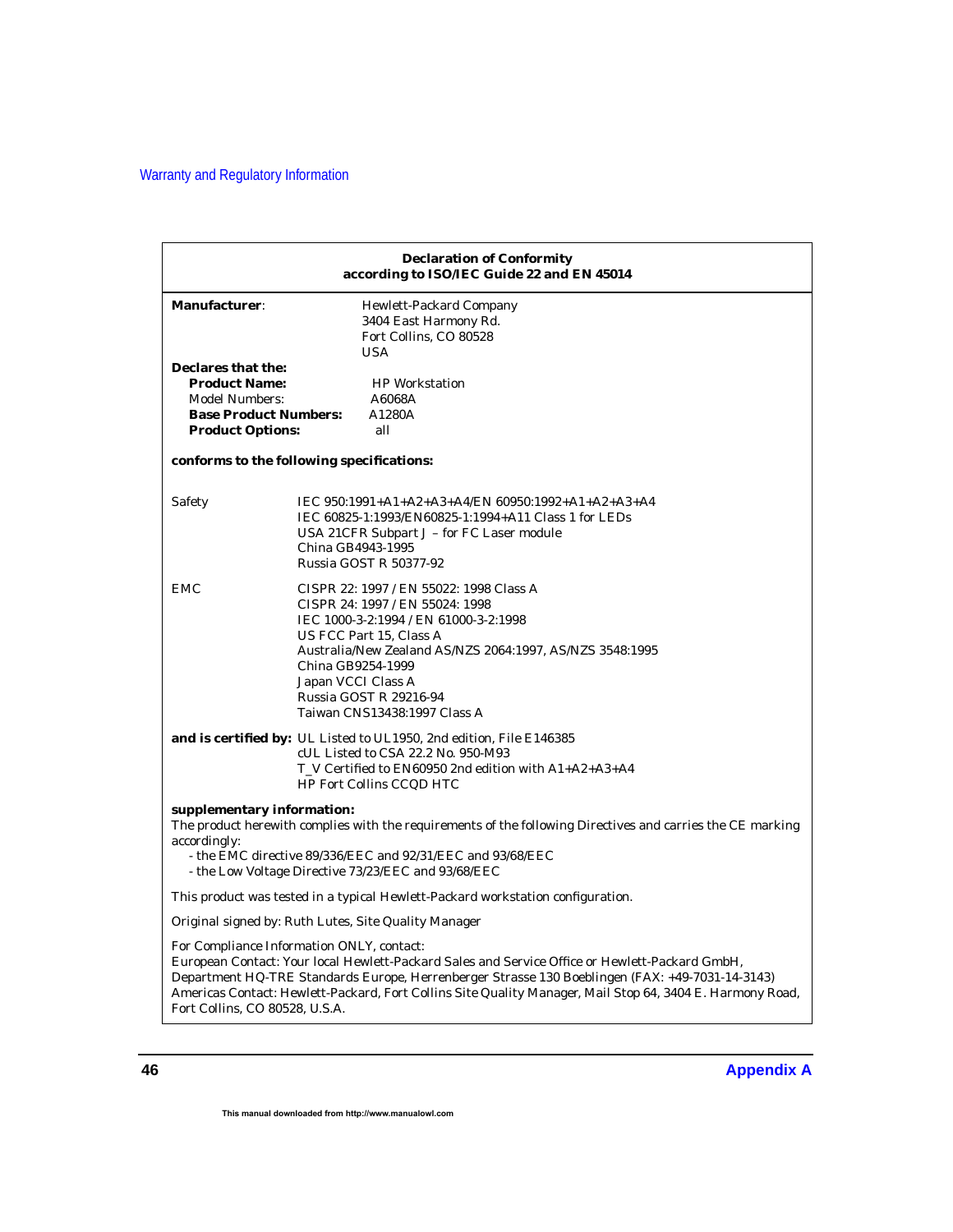## Declaration of Conformity
### according to ISO/IEC Guide 22 and EN 45014

**Manufacturer**: Hewlett-Packard Company
3404 East Harmony Rd.
Fort Collins, CO 80528
USA

**Declares that the:**

**Product Name:** HP Workstation
Model Numbers: A6068A
**Base Product Numbers:** A1280A
**Product Options:** all

**conforms to the following specifications:**

Safety
- IEC 950:1991+A1+A2+A3+A4/EN 60950:1992+A1+A2+A3+A4
- IEC 60825-1:1993/EN60825-1:1994+A11 Class 1 for LEDs
- USA 21CFR Subpart J – for FC Laser module
- China GB4943-1995
- Russia GOST R 50377-92

EMC
- CISPR 22: 1997 / EN 55022: 1998 Class A
- CISPR 24: 1997 / EN 55024: 1998
- IEC 1000-3-2:1994 / EN 61000-3-2:1998
- US FCC Part 15, Class A
- Australia/New Zealand AS/NZS 2064:1997, AS/NZS 3548:1995
- China GB9254-1999
- Japan VCCI Class A
- Russia GOST R 29216-94
- Taiwan CNS13438:1997 Class A

**and is certified by:**
- UL Listed to UL1950, 2nd edition, File E146385
- cUL Listed to CSA 22.2 No. 950-M93
- T_V Certified to EN60950 2nd edition with A1+A2+A3+A4
- HP Fort Collins CCQD HTC

**supplementary information:**
The product herewith complies with the requirements of the following Directives and carries the CE marking accordingly:
- the EMC directive 89/336/EEC and 92/31/EEC and 93/68/EEC
- the Low Voltage Directive 73/23/EEC and 93/68/EEC

This product was tested in a typical Hewlett-Packard workstation configuration.

Original signed by: Ruth Lutes, Site Quality Manager

For Compliance Information ONLY, contact:
European Contact: Your local Hewlett-Packard Sales and Service Office or Hewlett-Packard GmbH, Department HQ-TRE Standards Europe, Herrenberger Strasse 130 Boeblingen (FAX: +49-7031-14-3143)
Americas Contact: Hewlett-Packard, Fort Collins Site Quality Manager, Mail Stop 64, 3404 E. Harmony Road, Fort Collins, CO 80528, U.S.A.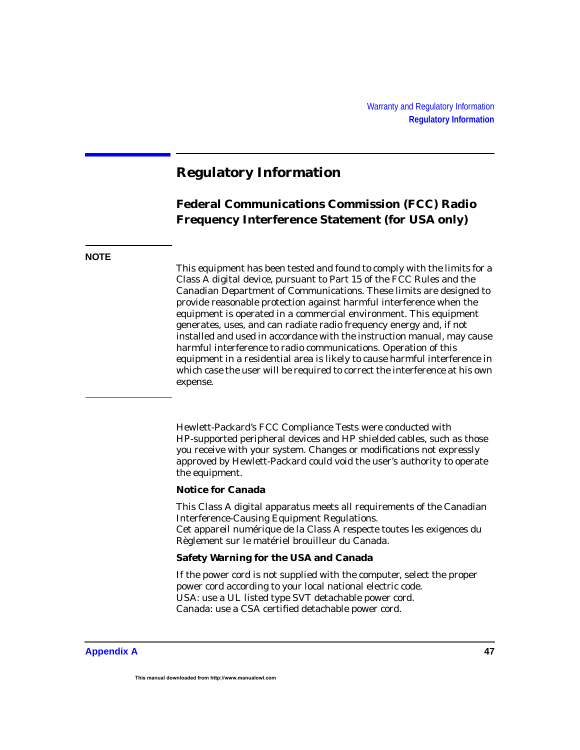# Regulatory Information

## Federal Communications Commission (FCC) Radio Frequency Interference Statement (for USA only)

**NOTE**

This equipment has been tested and found to comply with the limits for a Class A digital device, pursuant to Part 15 of the FCC Rules and the Canadian Department of Communications. These limits are designed to provide reasonable protection against harmful interference when the equipment is operated in a commercial environment. This equipment generates, uses, and can radiate radio frequency energy and, if not installed and used in accordance with the instruction manual, may cause harmful interference to radio communications. Operation of this equipment in a residential area is likely to cause harmful interference in which case the user will be required to correct the interference at his own expense.

Hewlett-Packard's FCC Compliance Tests were conducted with HP-supported peripheral devices and HP shielded cables, such as those you receive with your system. Changes or modifications not expressly approved by Hewlett-Packard could void the user's authority to operate the equipment.

### Notice for Canada

This Class A digital apparatus meets all requirements of the Canadian Interference-Causing Equipment Regulations.
Cet appareil numérique de la Class A respecte toutes les exigences du Règlement sur le matériel brouilleur du Canada.

### Safety Warning for the USA and Canada

If the power cord is not supplied with the computer, select the proper power cord according to your local national electric code.
USA: use a UL listed type SVT detachable power cord.
Canada: use a CSA certified detachable power cord.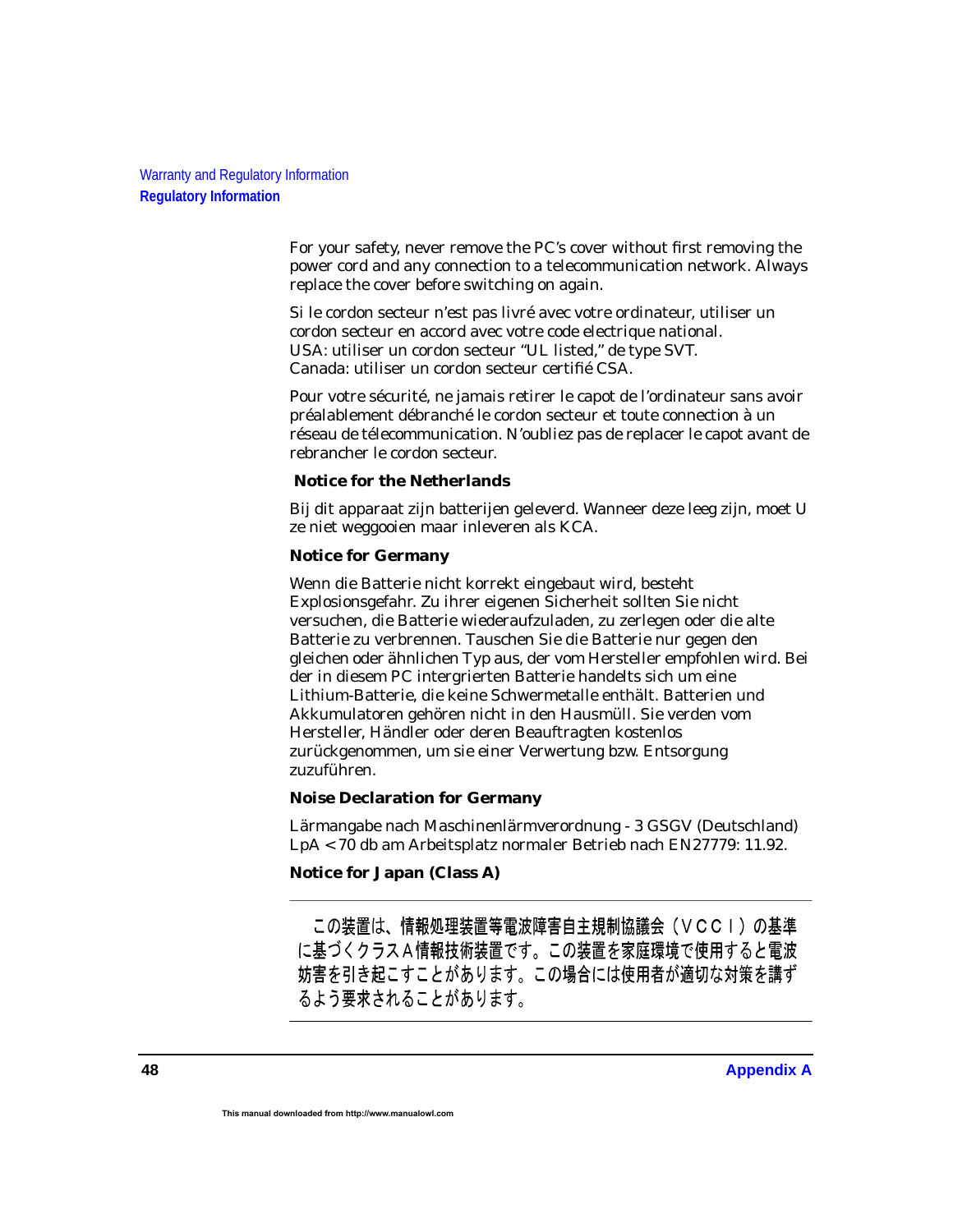For your safety, never remove the PC's cover without first removing the power cord and any connection to a telecommunication network. Always replace the cover before switching on again.

Si le cordon secteur n'est pas livré avec votre ordinateur, utiliser un cordon secteur en accord avec votre code electrique national.
USA: utiliser un cordon secteur "UL listed," de type SVT.
Canada: utiliser un cordon secteur certifié CSA.

Pour votre sécurité, ne jamais retirer le capot de l'ordinateur sans avoir préalablement débranché le cordon secteur et toute connection à un réseau de télecommunication. N'oubliez pas de replacer le capot avant de rebrancher le cordon secteur.

### Notice for the Netherlands

Bij dit apparaat zijn batterijen geleverd. Wanneer deze leeg zijn, moet U ze niet weggooien maar inleveren als KCA.

### Notice for Germany

Wenn die Batterie nicht korrekt eingebaut wird, besteht Explosionsgefahr. Zu ihrer eigenen Sicherheit sollten Sie nicht versuchen, die Batterie wiederaufzuladen, zu zerlegen oder die alte Batterie zu verbrennen. Tauschen Sie die Batterie nur gegen den gleichen oder ähnlichen Typ aus, der vom Hersteller empfohlen wird. Bei der in diesem PC intergrierten Batterie handelts sich um eine Lithium-Batterie, die keine Schwermetalle enthält. Batterien und Akkumulatoren gehören nicht in den Hausmüll. Sie verden vom Hersteller, Händler oder deren Beauftragten kostenlos zurückgenommen, um sie einer Verwertung bzw. Entsorgung zuzuführen.

### Noise Declaration for Germany

Lärmangabe nach Maschinenlärmverordnung - 3 GSGV (Deutschland)
LpA < 70 db am Arbeitsplatz normaler Betrieb nach EN27779: 11.92.

### Notice for Japan (Class A)

この装置は、情報処理装置等電波障害自主規制協議会（ＶＣＣＩ）の基準に基づくクラスＡ情報技術装置です。この装置を家庭環境で使用すると電波妨害を引き起こすことがあります。この場合には使用者が適切な対策を講ずるよう要求されることがあります。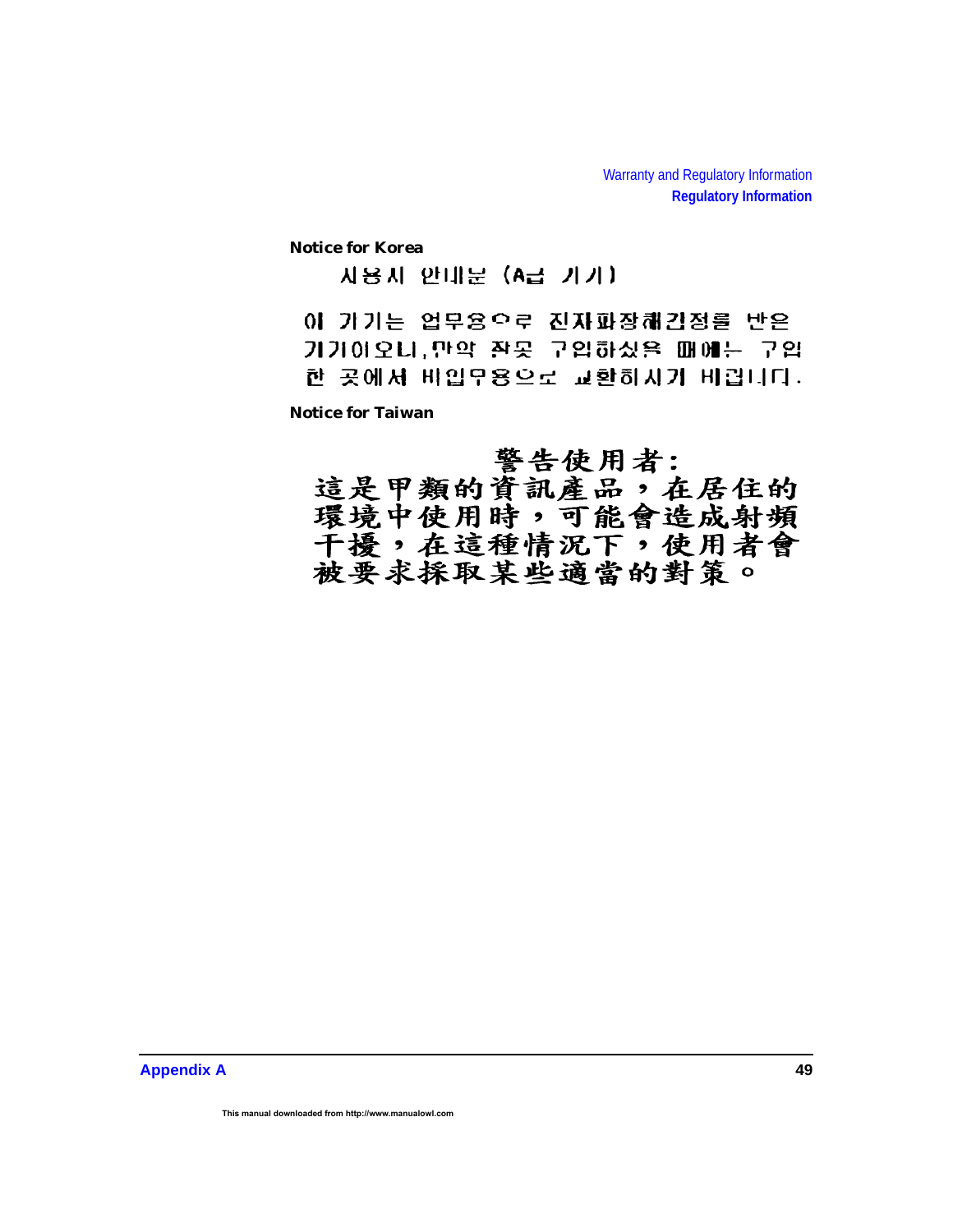### Notice for Korea

사용자 안내문 (A급 기기)

이 기기는 업무용으로 전자파장해검정을 받은 기기이오니, 만약 잘못 구입하셨을 때에는 구입한 곳에서 비업무용으로 교환하시기 바랍니다.

### Notice for Taiwan

警告使用者:

這是甲類的資訊產品，在居住的環境中使用時，可能會造成射頻干擾，在這種情況下，使用者會被要求採取某些適當的對策。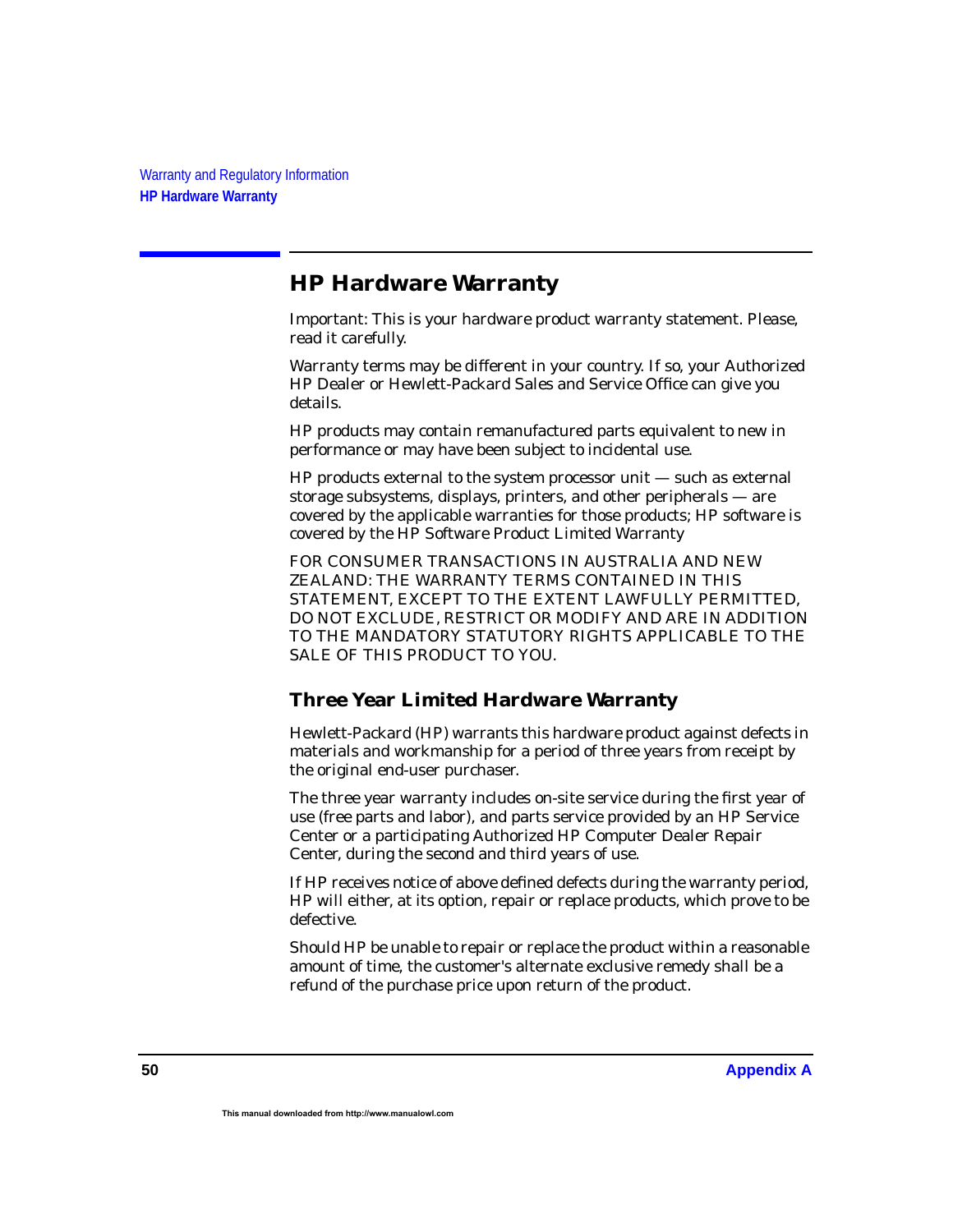# HP Hardware Warranty

Important: This is your hardware product warranty statement. Please, read it carefully.

Warranty terms may be different in your country. If so, your Authorized HP Dealer or Hewlett-Packard Sales and Service Office can give you details.

HP products may contain remanufactured parts equivalent to new in performance or may have been subject to incidental use.

HP products external to the system processor unit — such as external storage subsystems, displays, printers, and other peripherals — are covered by the applicable warranties for those products; HP software is covered by the HP Software Product Limited Warranty

FOR CONSUMER TRANSACTIONS IN AUSTRALIA AND NEW ZEALAND: THE WARRANTY TERMS CONTAINED IN THIS STATEMENT, EXCEPT TO THE EXTENT LAWFULLY PERMITTED, DO NOT EXCLUDE, RESTRICT OR MODIFY AND ARE IN ADDITION TO THE MANDATORY STATUTORY RIGHTS APPLICABLE TO THE SALE OF THIS PRODUCT TO YOU.

## Three Year Limited Hardware Warranty

Hewlett-Packard (HP) warrants this hardware product against defects in materials and workmanship for a period of three years from receipt by the original end-user purchaser.

The three year warranty includes on-site service during the first year of use (free parts and labor), and parts service provided by an HP Service Center or a participating Authorized HP Computer Dealer Repair Center, during the second and third years of use.

If HP receives notice of above defined defects during the warranty period, HP will either, at its option, repair or replace products, which prove to be defective.

Should HP be unable to repair or replace the product within a reasonable amount of time, the customer's alternate exclusive remedy shall be a refund of the purchase price upon return of the product.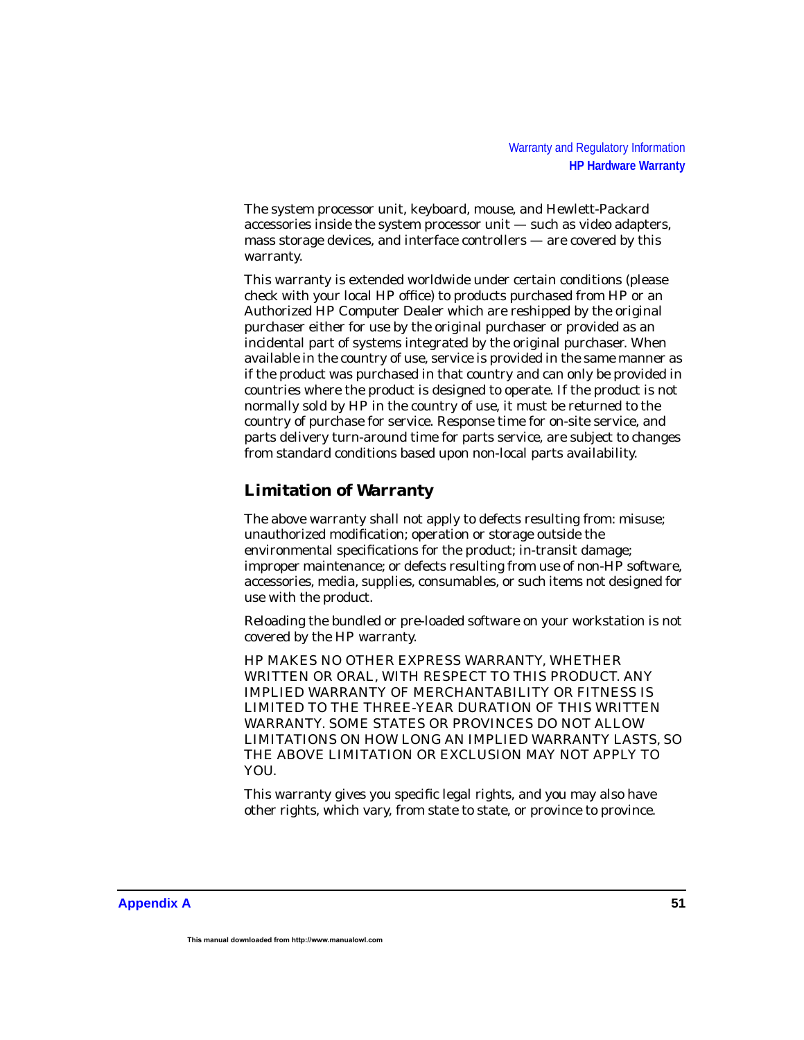The system processor unit, keyboard, mouse, and Hewlett-Packard accessories inside the system processor unit — such as video adapters, mass storage devices, and interface controllers — are covered by this warranty.

This warranty is extended worldwide under certain conditions (please check with your local HP office) to products purchased from HP or an Authorized HP Computer Dealer which are reshipped by the original purchaser either for use by the original purchaser or provided as an incidental part of systems integrated by the original purchaser. When available in the country of use, service is provided in the same manner as if the product was purchased in that country and can only be provided in countries where the product is designed to operate. If the product is not normally sold by HP in the country of use, it must be returned to the country of purchase for service. Response time for on-site service, and parts delivery turn-around time for parts service, are subject to changes from standard conditions based upon non-local parts availability.

## Limitation of Warranty

The above warranty shall not apply to defects resulting from: misuse; unauthorized modification; operation or storage outside the environmental specifications for the product; in-transit damage; improper maintenance; or defects resulting from use of non-HP software, accessories, media, supplies, consumables, or such items not designed for use with the product.

Reloading the bundled or pre-loaded software on your workstation is not covered by the HP warranty.

HP MAKES NO OTHER EXPRESS WARRANTY, WHETHER WRITTEN OR ORAL, WITH RESPECT TO THIS PRODUCT. ANY IMPLIED WARRANTY OF MERCHANTABILITY OR FITNESS IS LIMITED TO THE THREE-YEAR DURATION OF THIS WRITTEN WARRANTY. SOME STATES OR PROVINCES DO NOT ALLOW LIMITATIONS ON HOW LONG AN IMPLIED WARRANTY LASTS, SO THE ABOVE LIMITATION OR EXCLUSION MAY NOT APPLY TO YOU.

This warranty gives you specific legal rights, and you may also have other rights, which vary, from state to state, or province to province.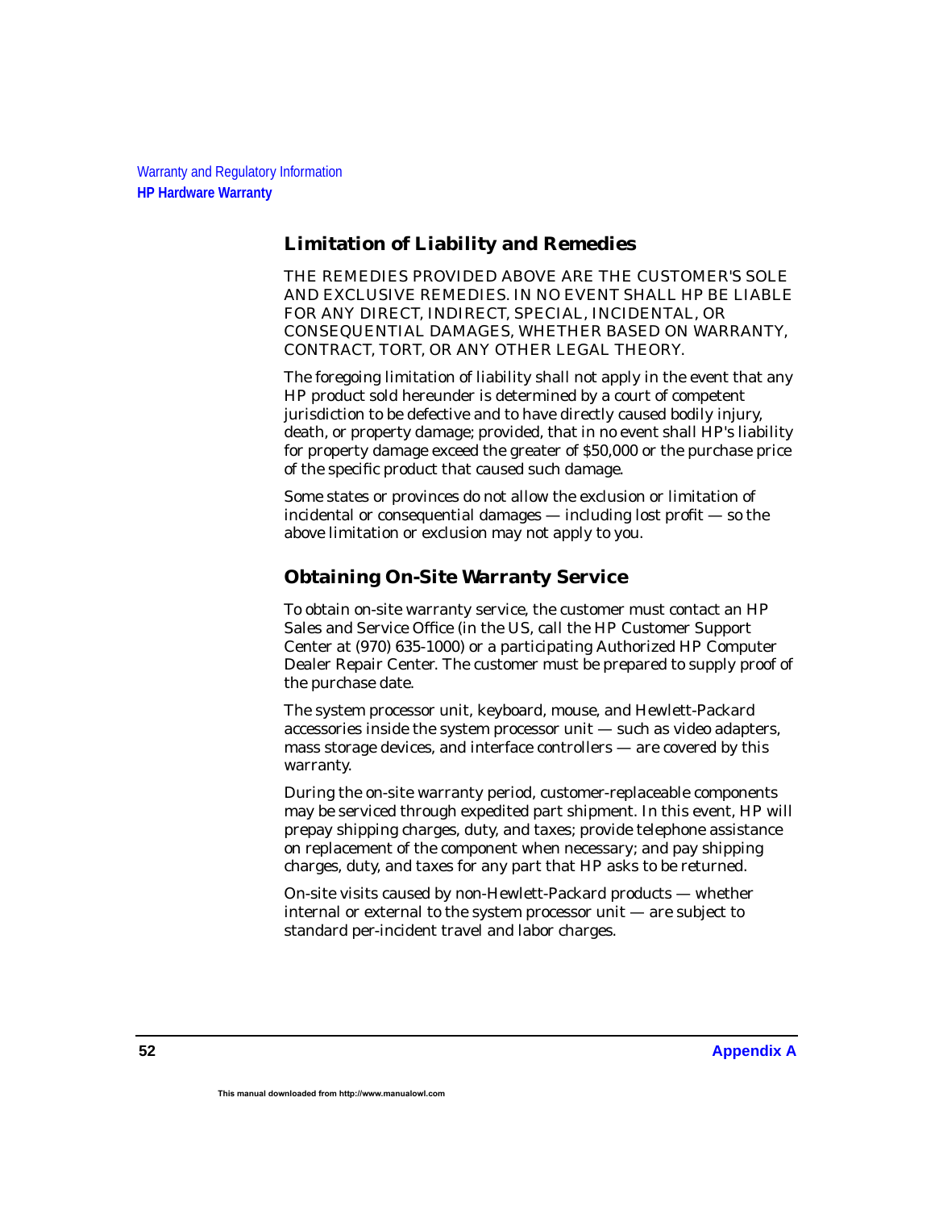## Limitation of Liability and Remedies

THE REMEDIES PROVIDED ABOVE ARE THE CUSTOMER'S SOLE AND EXCLUSIVE REMEDIES. IN NO EVENT SHALL HP BE LIABLE FOR ANY DIRECT, INDIRECT, SPECIAL, INCIDENTAL, OR CONSEQUENTIAL DAMAGES, WHETHER BASED ON WARRANTY, CONTRACT, TORT, OR ANY OTHER LEGAL THEORY.

The foregoing limitation of liability shall not apply in the event that any HP product sold hereunder is determined by a court of competent jurisdiction to be defective and to have directly caused bodily injury, death, or property damage; provided, that in no event shall HP's liability for property damage exceed the greater of $50,000 or the purchase price of the specific product that caused such damage.

Some states or provinces do not allow the exclusion or limitation of incidental or consequential damages — including lost profit — so the above limitation or exclusion may not apply to you.

## Obtaining On-Site Warranty Service

To obtain on-site warranty service, the customer must contact an HP Sales and Service Office (in the US, call the HP Customer Support Center at (970) 635-1000) or a participating Authorized HP Computer Dealer Repair Center. The customer must be prepared to supply proof of the purchase date.

The system processor unit, keyboard, mouse, and Hewlett-Packard accessories inside the system processor unit — such as video adapters, mass storage devices, and interface controllers — are covered by this warranty.

During the on-site warranty period, customer-replaceable components may be serviced through expedited part shipment. In this event, HP will prepay shipping charges, duty, and taxes; provide telephone assistance on replacement of the component when necessary; and pay shipping charges, duty, and taxes for any part that HP asks to be returned.

On-site visits caused by non-Hewlett-Packard products — whether internal or external to the system processor unit — are subject to standard per-incident travel and labor charges.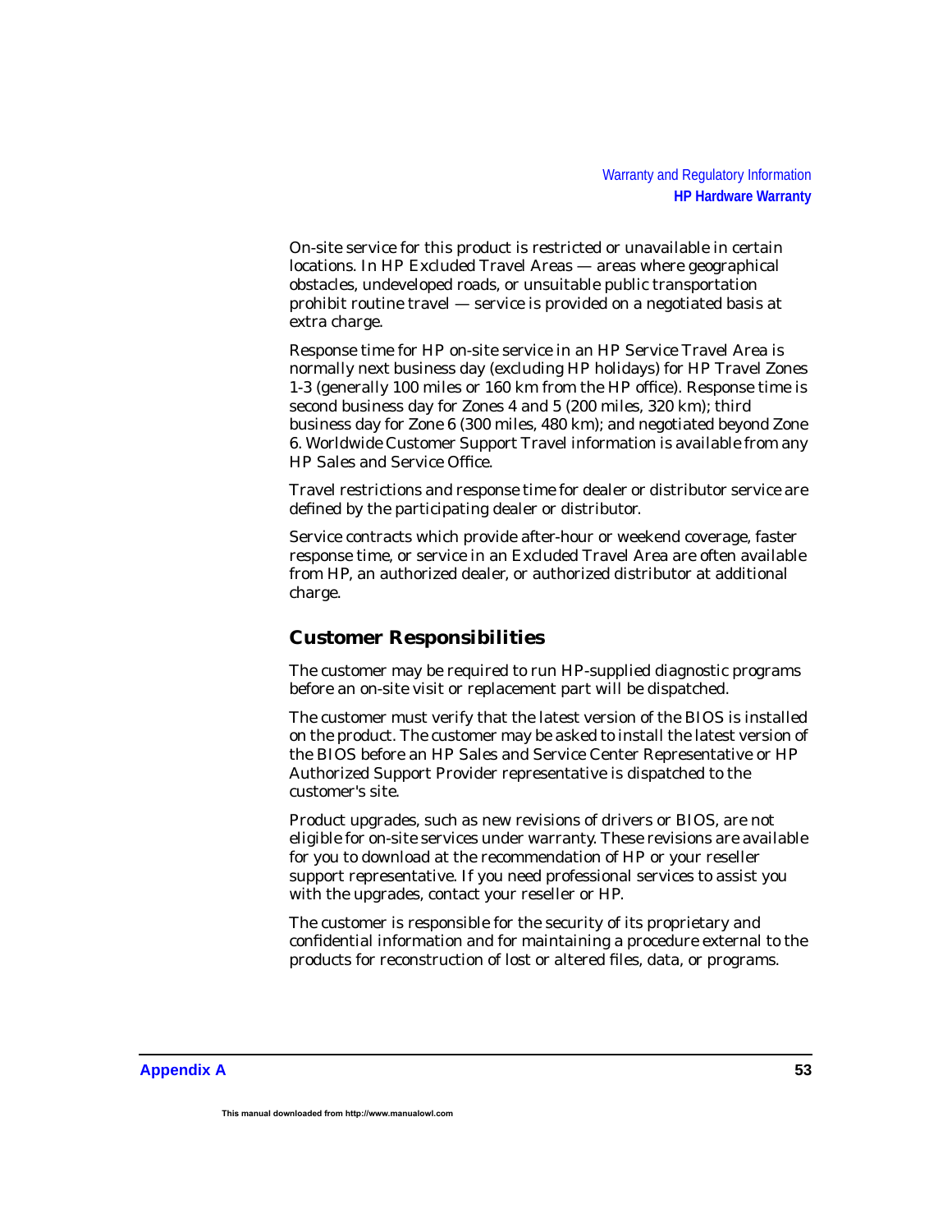On-site service for this product is restricted or unavailable in certain locations. In HP Excluded Travel Areas — areas where geographical obstacles, undeveloped roads, or unsuitable public transportation prohibit routine travel — service is provided on a negotiated basis at extra charge.

Response time for HP on-site service in an HP Service Travel Area is normally next business day (excluding HP holidays) for HP Travel Zones 1-3 (generally 100 miles or 160 km from the HP office). Response time is second business day for Zones 4 and 5 (200 miles, 320 km); third business day for Zone 6 (300 miles, 480 km); and negotiated beyond Zone 6. Worldwide Customer Support Travel information is available from any HP Sales and Service Office.

Travel restrictions and response time for dealer or distributor service are defined by the participating dealer or distributor.

Service contracts which provide after-hour or weekend coverage, faster response time, or service in an Excluded Travel Area are often available from HP, an authorized dealer, or authorized distributor at additional charge.

## Customer Responsibilities

The customer may be required to run HP-supplied diagnostic programs before an on-site visit or replacement part will be dispatched.

The customer must verify that the latest version of the BIOS is installed on the product. The customer may be asked to install the latest version of the BIOS before an HP Sales and Service Center Representative or HP Authorized Support Provider representative is dispatched to the customer's site.

Product upgrades, such as new revisions of drivers or BIOS, are not eligible for on-site services under warranty. These revisions are available for you to download at the recommendation of HP or your reseller support representative. If you need professional services to assist you with the upgrades, contact your reseller or HP.

The customer is responsible for the security of its proprietary and confidential information and for maintaining a procedure external to the products for reconstruction of lost or altered files, data, or programs.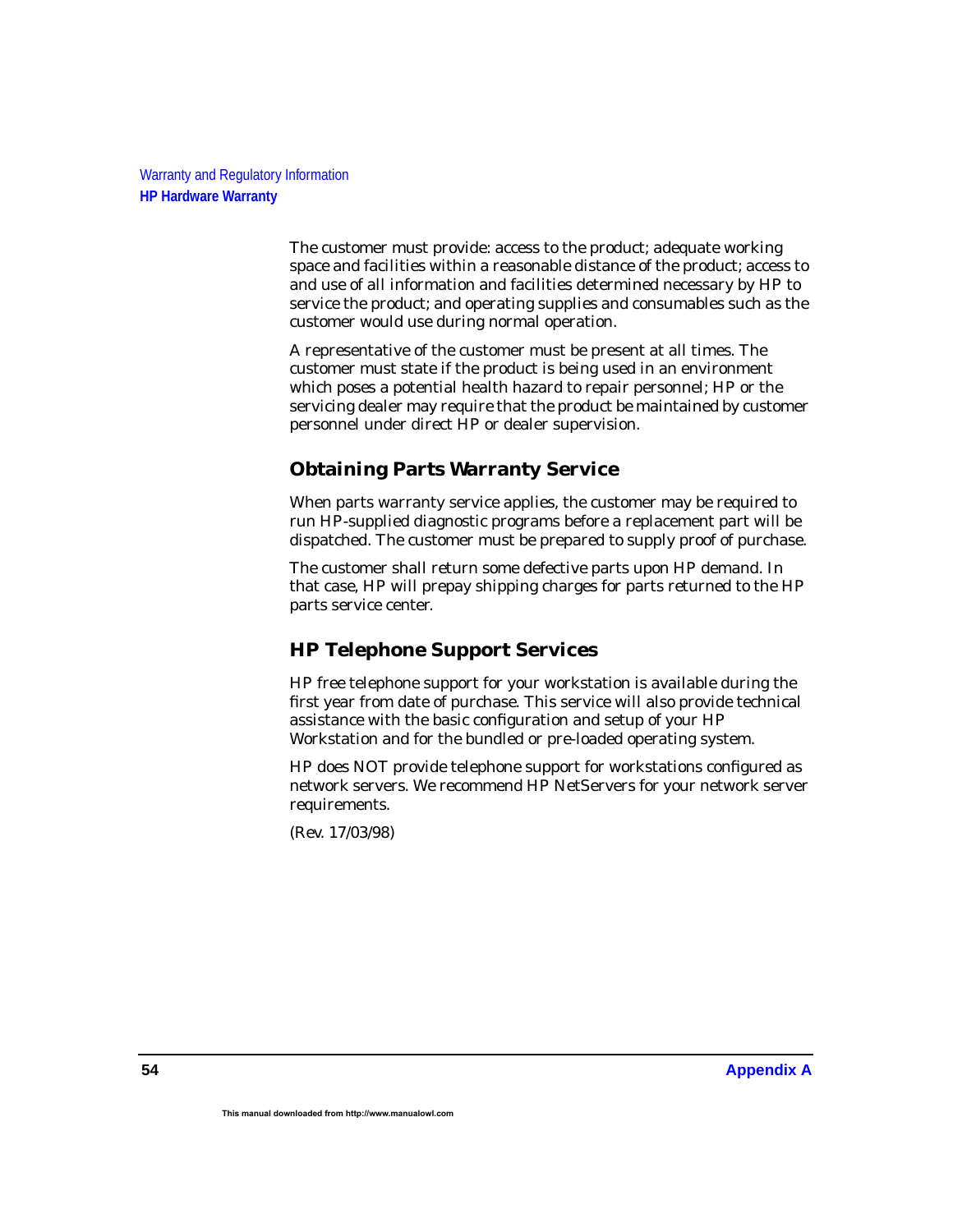The customer must provide: access to the product; adequate working space and facilities within a reasonable distance of the product; access to and use of all information and facilities determined necessary by HP to service the product; and operating supplies and consumables such as the customer would use during normal operation.

A representative of the customer must be present at all times. The customer must state if the product is being used in an environment which poses a potential health hazard to repair personnel; HP or the servicing dealer may require that the product be maintained by customer personnel under direct HP or dealer supervision.

## Obtaining Parts Warranty Service

When parts warranty service applies, the customer may be required to run HP-supplied diagnostic programs before a replacement part will be dispatched. The customer must be prepared to supply proof of purchase.

The customer shall return some defective parts upon HP demand. In that case, HP will prepay shipping charges for parts returned to the HP parts service center.

## HP Telephone Support Services

HP free telephone support for your workstation is available during the first year from date of purchase. This service will also provide technical assistance with the basic configuration and setup of your HP Workstation and for the bundled or pre-loaded operating system.

HP does NOT provide telephone support for workstations configured as network servers. We recommend HP NetServers for your network server requirements.

(Rev. 17/03/98)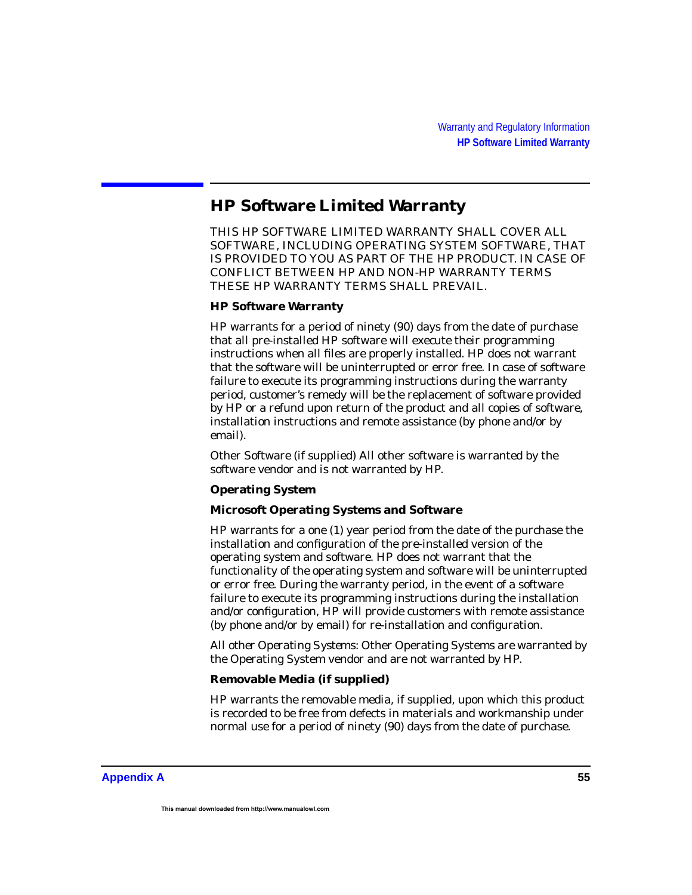## HP Software Limited Warranty

THIS HP SOFTWARE LIMITED WARRANTY SHALL COVER ALL SOFTWARE, INCLUDING OPERATING SYSTEM SOFTWARE, THAT IS PROVIDED TO YOU AS PART OF THE HP PRODUCT. IN CASE OF CONFLICT BETWEEN HP AND NON-HP WARRANTY TERMS THESE HP WARRANTY TERMS SHALL PREVAIL.

**HP Software Warranty**

HP warrants for a period of ninety (90) days from the date of purchase that all pre-installed HP software will execute their programming instructions when all files are properly installed. HP does not warrant that the software will be uninterrupted or error free. In case of software failure to execute its programming instructions during the warranty period, customer's remedy will be the replacement of software provided by HP or a refund upon return of the product and all copies of software, installation instructions and remote assistance (by phone and/or by email).

Other Software (if supplied) All other software is warranted by the software vendor and is not warranted by HP.

**Operating System**

**Microsoft Operating Systems and Software**

HP warrants for a one (1) year period from the date of the purchase the installation and configuration of the pre-installed version of the operating system and software. HP does not warrant that the functionality of the operating system and software will be uninterrupted or error free. During the warranty period, in the event of a software failure to execute its programming instructions during the installation and/or configuration, HP will provide customers with remote assistance (by phone and/or by email) for re-installation and configuration.

All other Operating Systems: Other Operating Systems are warranted by the Operating System vendor and are not warranted by HP.

**Removable Media (if supplied)**

HP warrants the removable media, if supplied, upon which this product is recorded to be free from defects in materials and workmanship under normal use for a period of ninety (90) days from the date of purchase.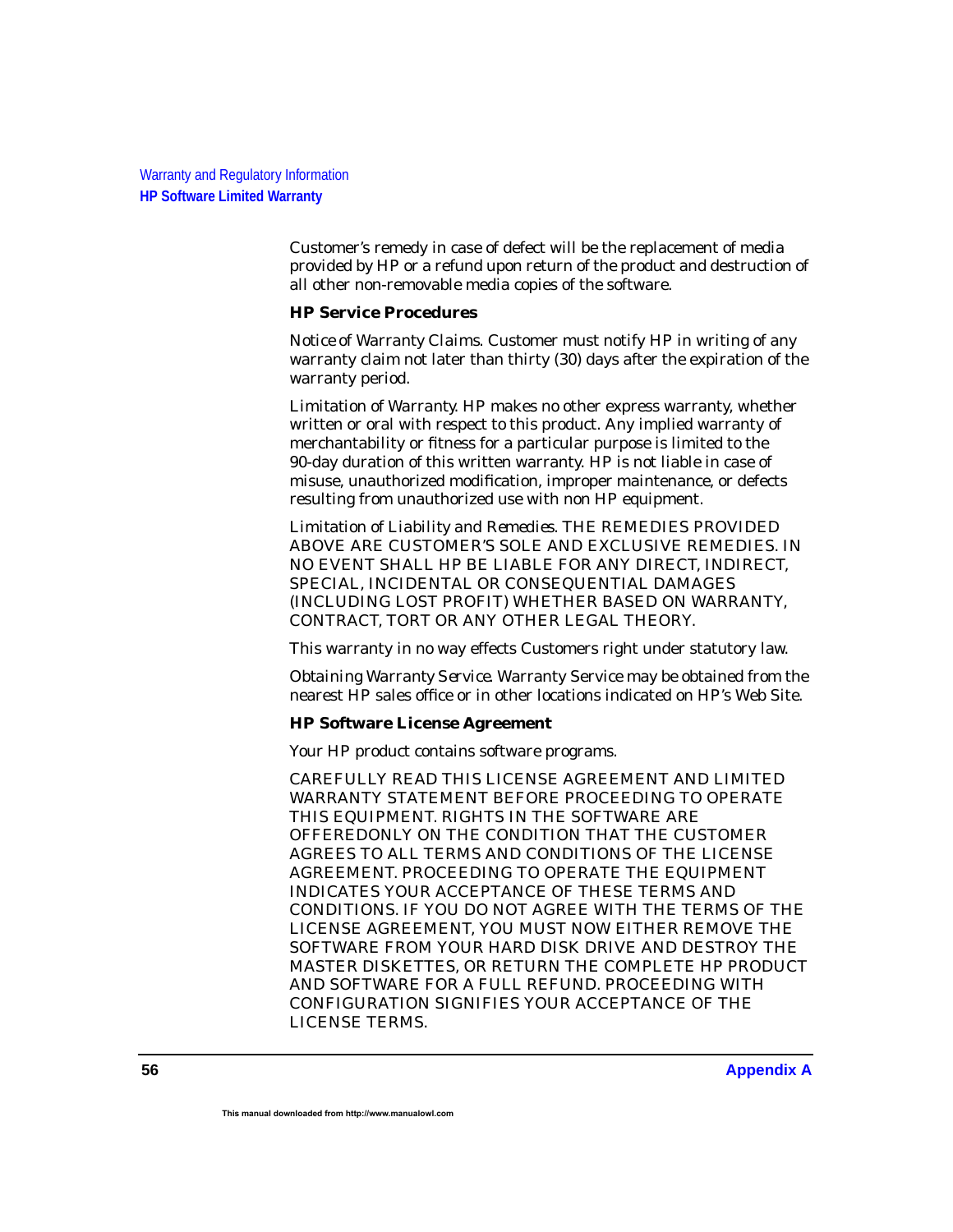Customer's remedy in case of defect will be the replacement of media provided by HP or a refund upon return of the product and destruction of all other non-removable media copies of the software.

### HP Service Procedures

*Notice of Warranty Claims.* Customer must notify HP in writing of any warranty claim not later than thirty (30) days after the expiration of the warranty period.

*Limitation of Warranty.* HP makes no other express warranty, whether written or oral with respect to this product. Any implied warranty of merchantability or fitness for a particular purpose is limited to the 90-day duration of this written warranty. HP is not liable in case of misuse, unauthorized modification, improper maintenance, or defects resulting from unauthorized use with non HP equipment.

*Limitation of Liability and Remedies.* THE REMEDIES PROVIDED ABOVE ARE CUSTOMER'S SOLE AND EXCLUSIVE REMEDIES. IN NO EVENT SHALL HP BE LIABLE FOR ANY DIRECT, INDIRECT, SPECIAL, INCIDENTAL OR CONSEQUENTIAL DAMAGES (INCLUDING LOST PROFIT) WHETHER BASED ON WARRANTY, CONTRACT, TORT OR ANY OTHER LEGAL THEORY.

This warranty in no way effects Customers right under statutory law.

*Obtaining Warranty Service.* Warranty Service may be obtained from the nearest HP sales office or in other locations indicated on HP's Web Site.

### HP Software License Agreement

Your HP product contains software programs.

CAREFULLY READ THIS LICENSE AGREEMENT AND LIMITED WARRANTY STATEMENT BEFORE PROCEEDING TO OPERATE THIS EQUIPMENT. RIGHTS IN THE SOFTWARE ARE OFFEREDONLY ON THE CONDITION THAT THE CUSTOMER AGREES TO ALL TERMS AND CONDITIONS OF THE LICENSE AGREEMENT. PROCEEDING TO OPERATE THE EQUIPMENT INDICATES YOUR ACCEPTANCE OF THESE TERMS AND CONDITIONS. IF YOU DO NOT AGREE WITH THE TERMS OF THE LICENSE AGREEMENT, YOU MUST NOW EITHER REMOVE THE SOFTWARE FROM YOUR HARD DISK DRIVE AND DESTROY THE MASTER DISKETTES, OR RETURN THE COMPLETE HP PRODUCT AND SOFTWARE FOR A FULL REFUND. PROCEEDING WITH CONFIGURATION SIGNIFIES YOUR ACCEPTANCE OF THE LICENSE TERMS.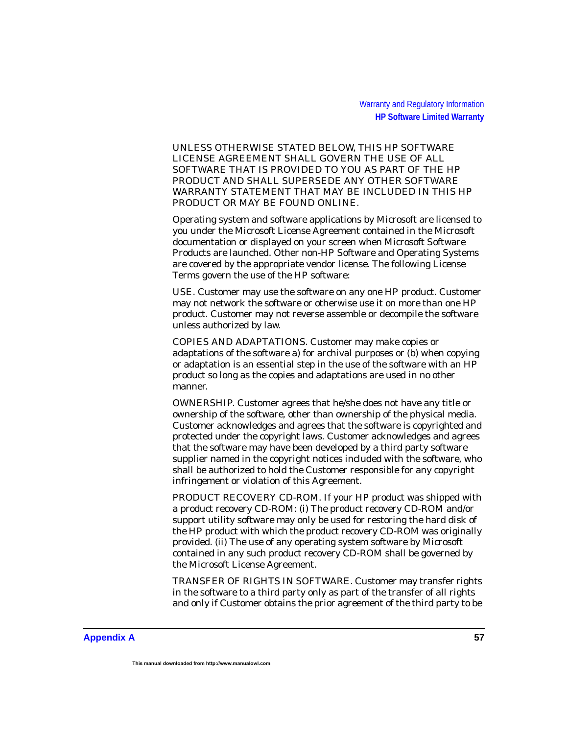UNLESS OTHERWISE STATED BELOW, THIS HP SOFTWARE LICENSE AGREEMENT SHALL GOVERN THE USE OF ALL SOFTWARE THAT IS PROVIDED TO YOU AS PART OF THE HP PRODUCT AND SHALL SUPERSEDE ANY OTHER SOFTWARE WARRANTY STATEMENT THAT MAY BE INCLUDED IN THIS HP PRODUCT OR MAY BE FOUND ONLINE.

Operating system and software applications by Microsoft are licensed to you under the Microsoft License Agreement contained in the Microsoft documentation or displayed on your screen when Microsoft Software Products are launched. Other non-HP Software and Operating Systems are covered by the appropriate vendor license. The following License Terms govern the use of the HP software:

USE. Customer may use the software on any one HP product. Customer may not network the software or otherwise use it on more than one HP product. Customer may not reverse assemble or decompile the software unless authorized by law.

COPIES AND ADAPTATIONS. Customer may make copies or adaptations of the software a) for archival purposes or (b) when copying or adaptation is an essential step in the use of the software with an HP product so long as the copies and adaptations are used in no other manner.

OWNERSHIP. Customer agrees that he/she does not have any title or ownership of the software, other than ownership of the physical media. Customer acknowledges and agrees that the software is copyrighted and protected under the copyright laws. Customer acknowledges and agrees that the software may have been developed by a third party software supplier named in the copyright notices included with the software, who shall be authorized to hold the Customer responsible for any copyright infringement or violation of this Agreement.

PRODUCT RECOVERY CD-ROM. If your HP product was shipped with a product recovery CD-ROM: (i) The product recovery CD-ROM and/or support utility software may only be used for restoring the hard disk of the HP product with which the product recovery CD-ROM was originally provided. (ii) The use of any operating system software by Microsoft contained in any such product recovery CD-ROM shall be governed by the Microsoft License Agreement.

TRANSFER OF RIGHTS IN SOFTWARE. Customer may transfer rights in the software to a third party only as part of the transfer of all rights and only if Customer obtains the prior agreement of the third party to be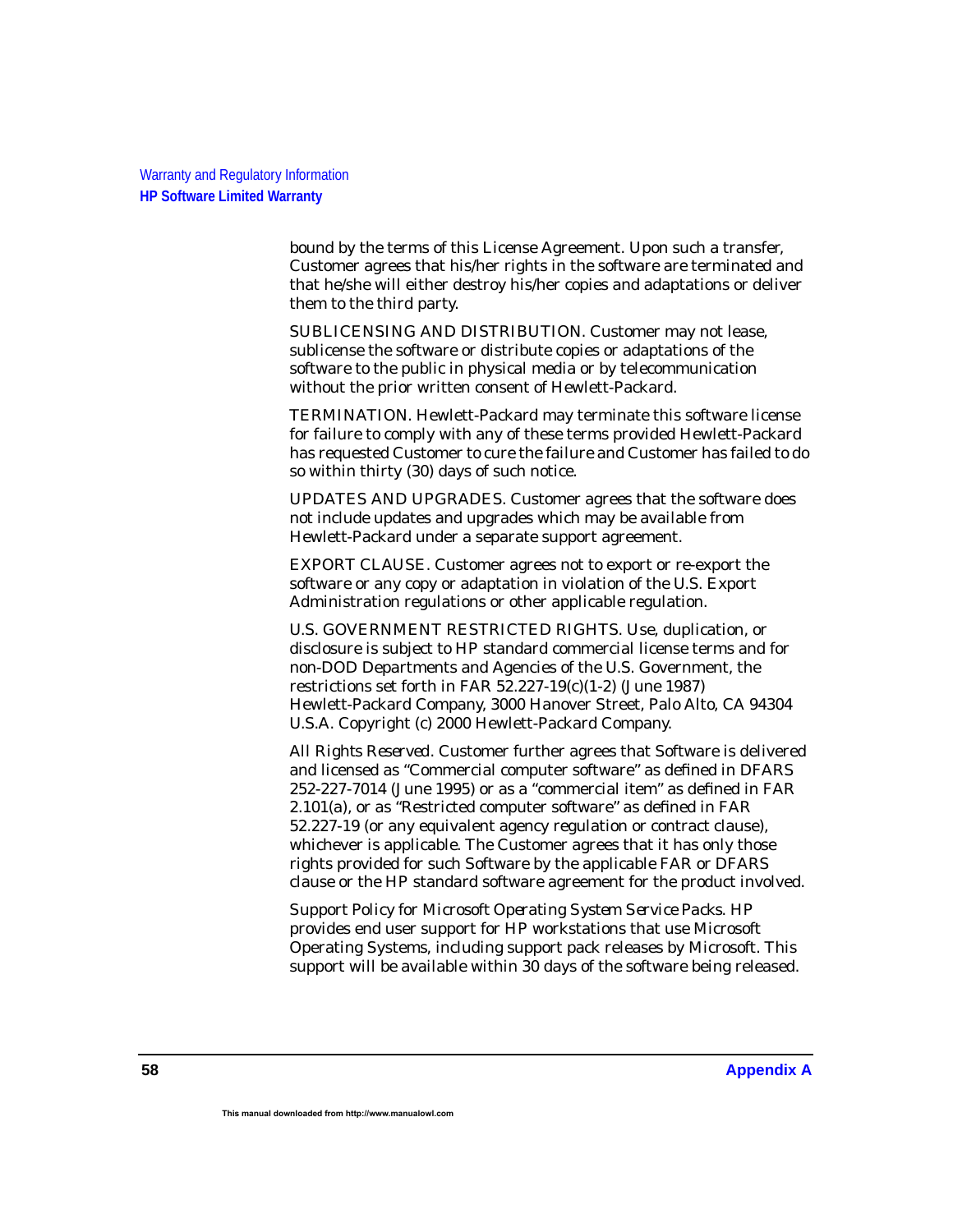bound by the terms of this License Agreement. Upon such a transfer, Customer agrees that his/her rights in the software are terminated and that he/she will either destroy his/her copies and adaptations or deliver them to the third party.

SUBLICENSING AND DISTRIBUTION. Customer may not lease, sublicense the software or distribute copies or adaptations of the software to the public in physical media or by telecommunication without the prior written consent of Hewlett-Packard.

TERMINATION. Hewlett-Packard may terminate this software license for failure to comply with any of these terms provided Hewlett-Packard has requested Customer to cure the failure and Customer has failed to do so within thirty (30) days of such notice.

UPDATES AND UPGRADES. Customer agrees that the software does not include updates and upgrades which may be available from Hewlett-Packard under a separate support agreement.

EXPORT CLAUSE. Customer agrees not to export or re-export the software or any copy or adaptation in violation of the U.S. Export Administration regulations or other applicable regulation.

U.S. GOVERNMENT RESTRICTED RIGHTS. Use, duplication, or disclosure is subject to HP standard commercial license terms and for non-DOD Departments and Agencies of the U.S. Government, the restrictions set forth in FAR 52.227-19(c)(1-2) (June 1987) Hewlett-Packard Company, 3000 Hanover Street, Palo Alto, CA 94304 U.S.A. Copyright (c) 2000 Hewlett-Packard Company.

*All Rights Reserved*. Customer further agrees that Software is delivered and licensed as "Commercial computer software" as defined in DFARS 252-227-7014 (June 1995) or as a "commercial item" as defined in FAR 2.101(a), or as "Restricted computer software" as defined in FAR 52.227-19 (or any equivalent agency regulation or contract clause), whichever is applicable. The Customer agrees that it has only those rights provided for such Software by the applicable FAR or DFARS clause or the HP standard software agreement for the product involved.

*Support Policy for Microsoft Operating System Service Packs.* HP provides end user support for HP workstations that use Microsoft Operating Systems, including support pack releases by Microsoft. This support will be available within 30 days of the software being released.